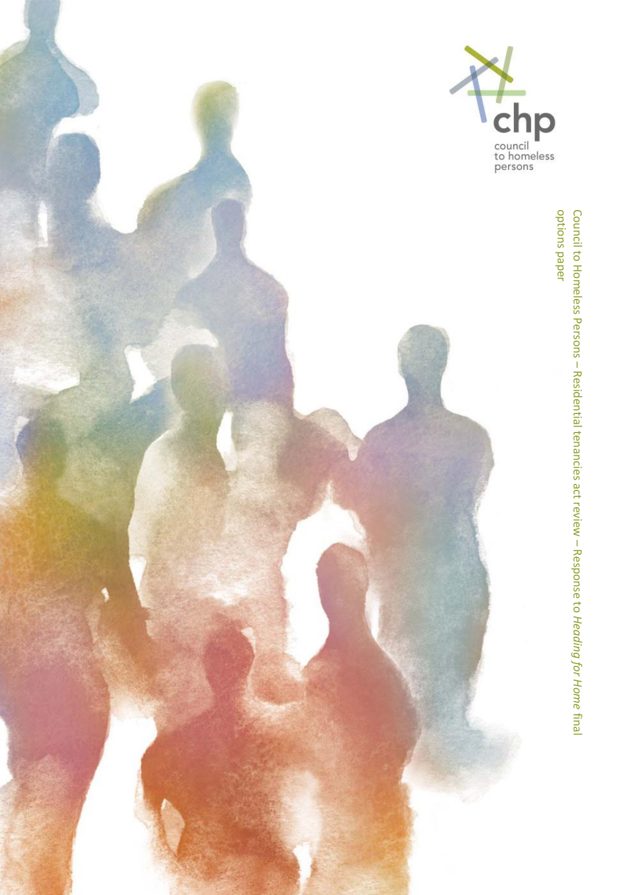chp

council to homeless persons

# Council to Homeless Persons – Residential tenancies act review – Response to *Heading for Home* final options paper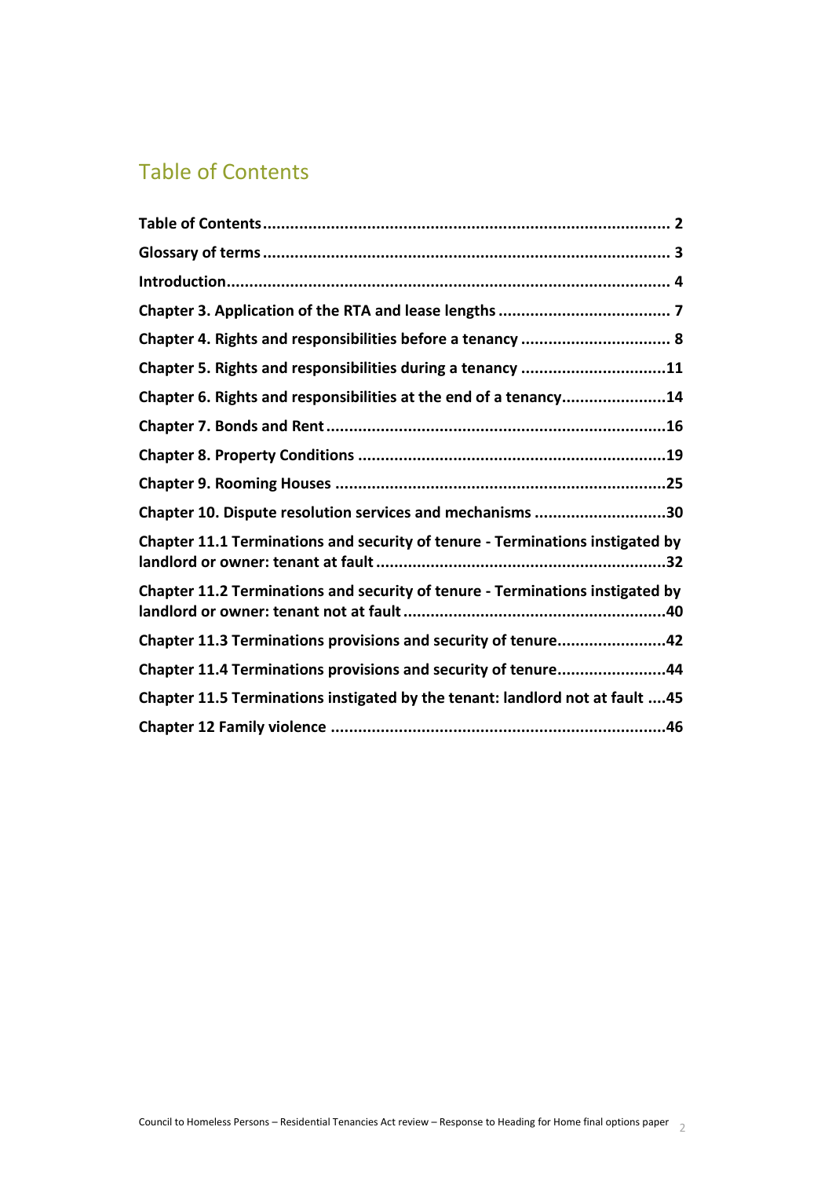## Table of Contents

**Table of Contents** ........ 2
**Glossary of terms** ........ 3
**Introduction** ........ 4
**Chapter 3. Application of the RTA and lease lengths** ........ 7
**Chapter 4. Rights and responsibilities before a tenancy** ........ 8
**Chapter 5. Rights and responsibilities during a tenancy** ........ 11
**Chapter 6. Rights and responsibilities at the end of a tenancy** ........ 14
**Chapter 7. Bonds and Rent** ........ 16
**Chapter 8. Property Conditions** ........ 19
**Chapter 9. Rooming Houses** ........ 25
**Chapter 10. Dispute resolution services and mechanisms** ........ 30
**Chapter 11.1 Terminations and security of tenure - Terminations instigated by landlord or owner: tenant at fault** ........ 32
**Chapter 11.2 Terminations and security of tenure - Terminations instigated by landlord or owner: tenant not at fault** ........ 40
**Chapter 11.3 Terminations provisions and security of tenure** ........ 42
**Chapter 11.4 Terminations provisions and security of tenure** ........ 44
**Chapter 11.5 Terminations instigated by the tenant: landlord not at fault** ........ 45
**Chapter 12 Family violence** ........ 46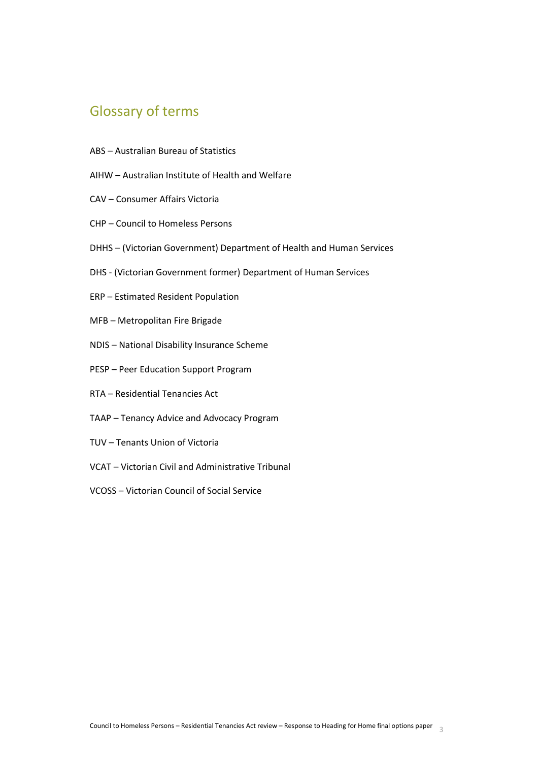## Glossary of terms

ABS – Australian Bureau of Statistics

AIHW – Australian Institute of Health and Welfare

CAV – Consumer Affairs Victoria

CHP – Council to Homeless Persons

DHHS – (Victorian Government) Department of Health and Human Services

DHS - (Victorian Government former) Department of Human Services

ERP – Estimated Resident Population

MFB – Metropolitan Fire Brigade

NDIS – National Disability Insurance Scheme

PESP – Peer Education Support Program

RTA – Residential Tenancies Act

TAAP – Tenancy Advice and Advocacy Program

TUV – Tenants Union of Victoria

VCAT – Victorian Civil and Administrative Tribunal

VCOSS – Victorian Council of Social Service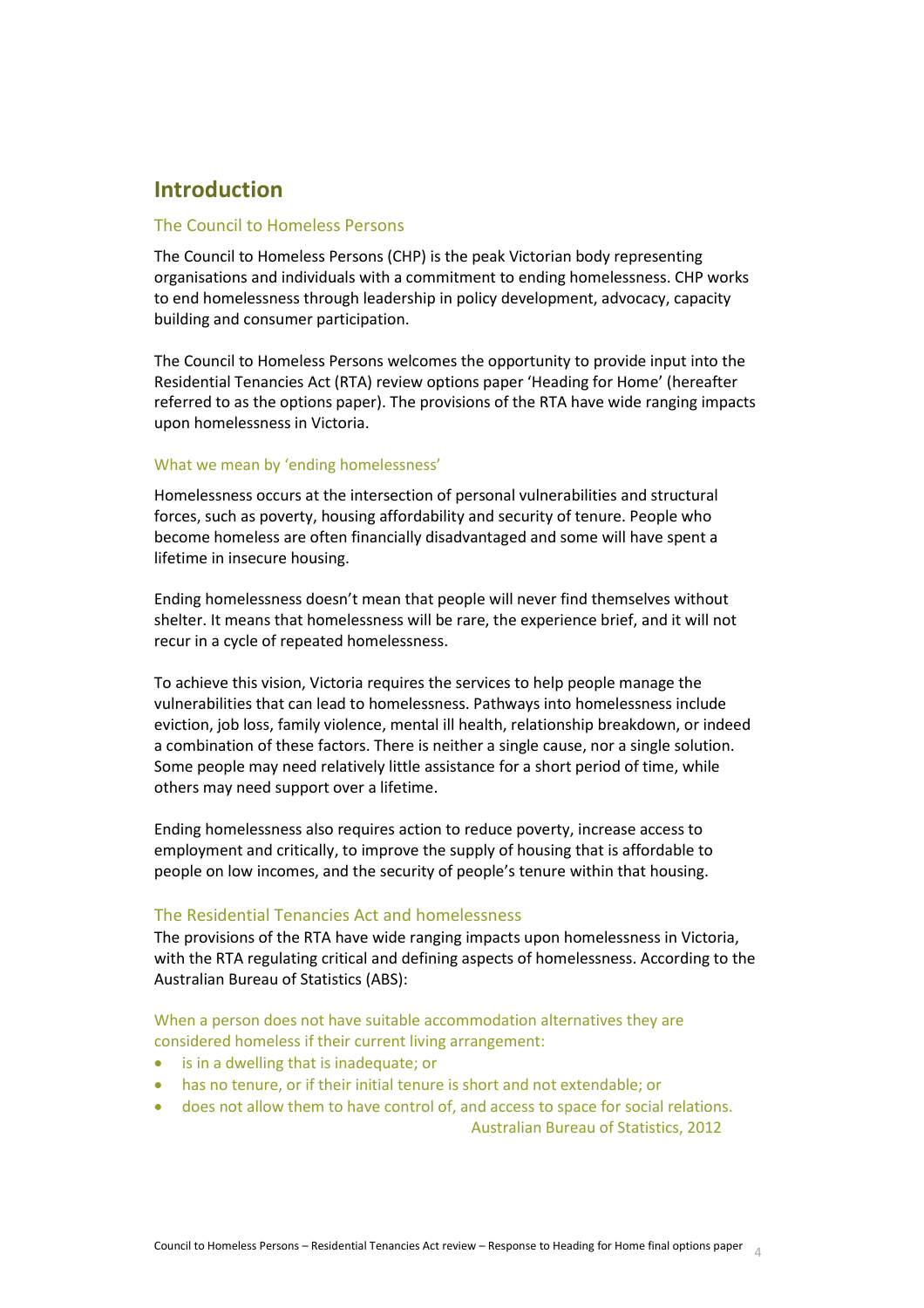# Introduction

## The Council to Homeless Persons

The Council to Homeless Persons (CHP) is the peak Victorian body representing organisations and individuals with a commitment to ending homelessness. CHP works to end homelessness through leadership in policy development, advocacy, capacity building and consumer participation.

The Council to Homeless Persons welcomes the opportunity to provide input into the Residential Tenancies Act (RTA) review options paper 'Heading for Home' (hereafter referred to as the options paper). The provisions of the RTA have wide ranging impacts upon homelessness in Victoria.

### What we mean by 'ending homelessness'

Homelessness occurs at the intersection of personal vulnerabilities and structural forces, such as poverty, housing affordability and security of tenure. People who become homeless are often financially disadvantaged and some will have spent a lifetime in insecure housing.

Ending homelessness doesn't mean that people will never find themselves without shelter. It means that homelessness will be rare, the experience brief, and it will not recur in a cycle of repeated homelessness.

To achieve this vision, Victoria requires the services to help people manage the vulnerabilities that can lead to homelessness. Pathways into homelessness include eviction, job loss, family violence, mental ill health, relationship breakdown, or indeed a combination of these factors. There is neither a single cause, nor a single solution. Some people may need relatively little assistance for a short period of time, while others may need support over a lifetime.

Ending homelessness also requires action to reduce poverty, increase access to employment and critically, to improve the supply of housing that is affordable to people on low incomes, and the security of people's tenure within that housing.

## The Residential Tenancies Act and homelessness

The provisions of the RTA have wide ranging impacts upon homelessness in Victoria, with the RTA regulating critical and defining aspects of homelessness. According to the Australian Bureau of Statistics (ABS):

> When a person does not have suitable accommodation alternatives they are considered homeless if their current living arrangement:
>
> - is in a dwelling that is inadequate; or
> - has no tenure, or if their initial tenure is short and not extendable; or
> - does not allow them to have control of, and access to space for social relations.
>
> Australian Bureau of Statistics, 2012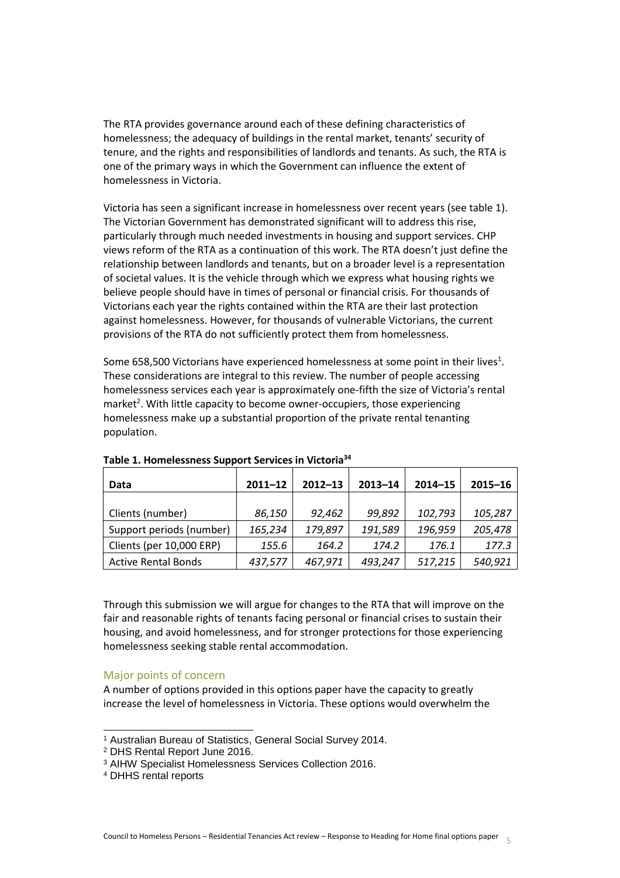The RTA provides governance around each of these defining characteristics of homelessness; the adequacy of buildings in the rental market, tenants' security of tenure, and the rights and responsibilities of landlords and tenants. As such, the RTA is one of the primary ways in which the Government can influence the extent of homelessness in Victoria.

Victoria has seen a significant increase in homelessness over recent years (see table 1). The Victorian Government has demonstrated significant will to address this rise, particularly through much needed investments in housing and support services. CHP views reform of the RTA as a continuation of this work. The RTA doesn't just define the relationship between landlords and tenants, but on a broader level is a representation of societal values. It is the vehicle through which we express what housing rights we believe people should have in times of personal or financial crisis. For thousands of Victorians each year the rights contained within the RTA are their last protection against homelessness. However, for thousands of vulnerable Victorians, the current provisions of the RTA do not sufficiently protect them from homelessness.

Some 658,500 Victorians have experienced homelessness at some point in their lives[1]. These considerations are integral to this review. The number of people accessing homelessness services each year is approximately one-fifth the size of Victoria's rental market[2]. With little capacity to become owner-occupiers, those experiencing homelessness make up a substantial proportion of the private rental tenanting population.

**Table 1. Homelessness Support Services in Victoria[34]**

| Data | 2011–12 | 2012–13 | 2013–14 | 2014–15 | 2015–16 |
|---|---|---|---|---|---|
| Clients (number) | *86,150* | *92,462* | *99,892* | *102,793* | *105,287* |
| Support periods (number) | *165,234* | *179,897* | *191,589* | *196,959* | *205,478* |
| Clients (per 10,000 ERP) | *155.6* | *164.2* | *174.2* | *176.1* | *177.3* |
| Active Rental Bonds | *437,577* | *467,971* | *493,247* | *517,215* | *540,921* |

Through this submission we will argue for changes to the RTA that will improve on the fair and reasonable rights of tenants facing personal or financial crises to sustain their housing, and avoid homelessness, and for stronger protections for those experiencing homelessness seeking stable rental accommodation.

## Major points of concern

A number of options provided in this options paper have the capacity to greatly increase the level of homelessness in Victoria. These options would overwhelm the

---

[1] Australian Bureau of Statistics, General Social Survey 2014.

[2] DHS Rental Report June 2016.

[3] AIHW Specialist Homelessness Services Collection 2016.

[4] DHHS rental reports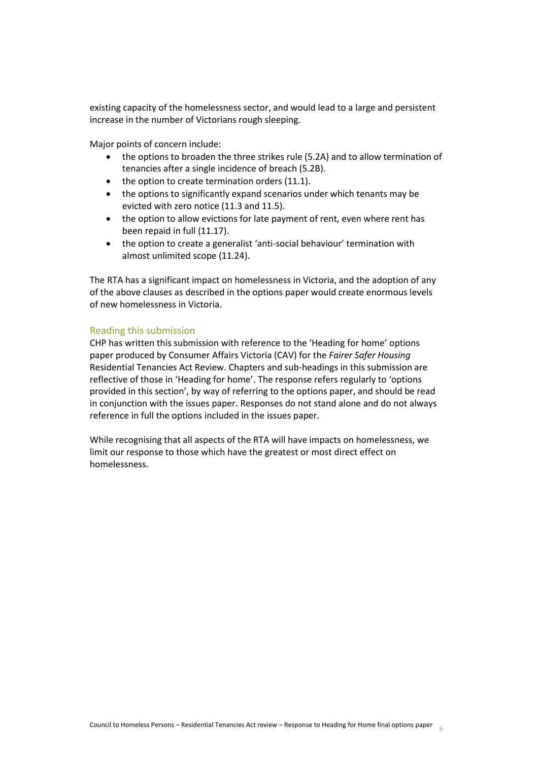existing capacity of the homelessness sector, and would lead to a large and persistent increase in the number of Victorians rough sleeping.

Major points of concern include:

- the options to broaden the three strikes rule (5.2A) and to allow termination of tenancies after a single incidence of breach (5.2B).
- the option to create termination orders (11.1).
- the options to significantly expand scenarios under which tenants may be evicted with zero notice (11.3 and 11.5).
- the option to allow evictions for late payment of rent, even where rent has been repaid in full (11.17).
- the option to create a generalist 'anti-social behaviour' termination with almost unlimited scope (11.24).

The RTA has a significant impact on homelessness in Victoria, and the adoption of any of the above clauses as described in the options paper would create enormous levels of new homelessness in Victoria.

## Reading this submission

CHP has written this submission with reference to the 'Heading for home' options paper produced by Consumer Affairs Victoria (CAV) for the *Fairer Safer Housing* Residential Tenancies Act Review. Chapters and sub-headings in this submission are reflective of those in 'Heading for home'. The response refers regularly to 'options provided in this section', by way of referring to the options paper, and should be read in conjunction with the issues paper. Responses do not stand alone and do not always reference in full the options included in the issues paper.

While recognising that all aspects of the RTA will have impacts on homelessness, we limit our response to those which have the greatest or most direct effect on homelessness.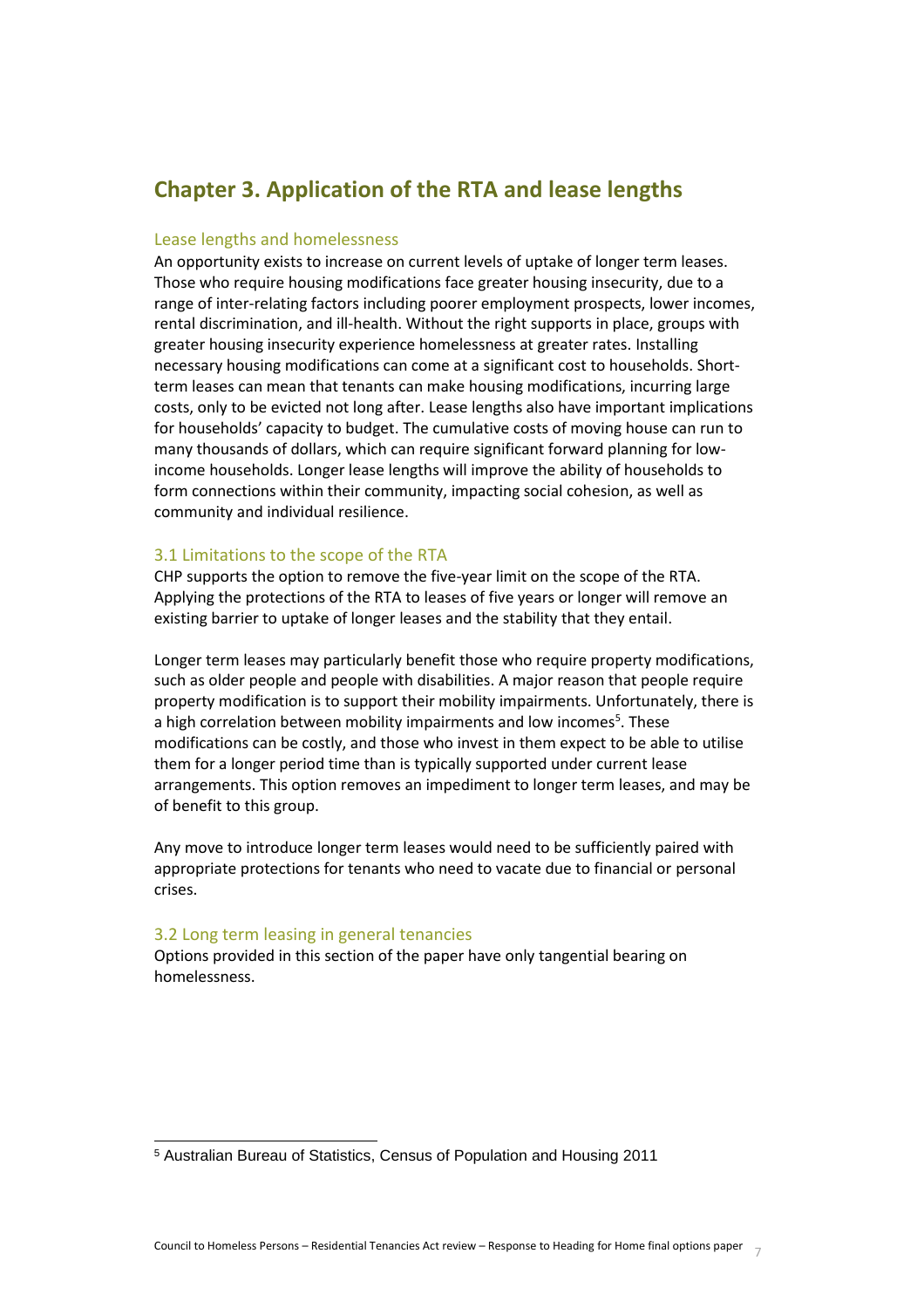## Chapter 3. Application of the RTA and lease lengths

### Lease lengths and homelessness

An opportunity exists to increase on current levels of uptake of longer term leases. Those who require housing modifications face greater housing insecurity, due to a range of inter-relating factors including poorer employment prospects, lower incomes, rental discrimination, and ill-health. Without the right supports in place, groups with greater housing insecurity experience homelessness at greater rates. Installing necessary housing modifications can come at a significant cost to households. Short-term leases can mean that tenants can make housing modifications, incurring large costs, only to be evicted not long after. Lease lengths also have important implications for households' capacity to budget. The cumulative costs of moving house can run to many thousands of dollars, which can require significant forward planning for low-income households. Longer lease lengths will improve the ability of households to form connections within their community, impacting social cohesion, as well as community and individual resilience.

### 3.1 Limitations to the scope of the RTA

CHP supports the option to remove the five-year limit on the scope of the RTA. Applying the protections of the RTA to leases of five years or longer will remove an existing barrier to uptake of longer leases and the stability that they entail.

Longer term leases may particularly benefit those who require property modifications, such as older people and people with disabilities. A major reason that people require property modification is to support their mobility impairments. Unfortunately, there is a high correlation between mobility impairments and low incomes[5]. These modifications can be costly, and those who invest in them expect to be able to utilise them for a longer period time than is typically supported under current lease arrangements. This option removes an impediment to longer term leases, and may be of benefit to this group.

Any move to introduce longer term leases would need to be sufficiently paired with appropriate protections for tenants who need to vacate due to financial or personal crises.

### 3.2 Long term leasing in general tenancies

Options provided in this section of the paper have only tangential bearing on homelessness.

---

[5] Australian Bureau of Statistics, Census of Population and Housing 2011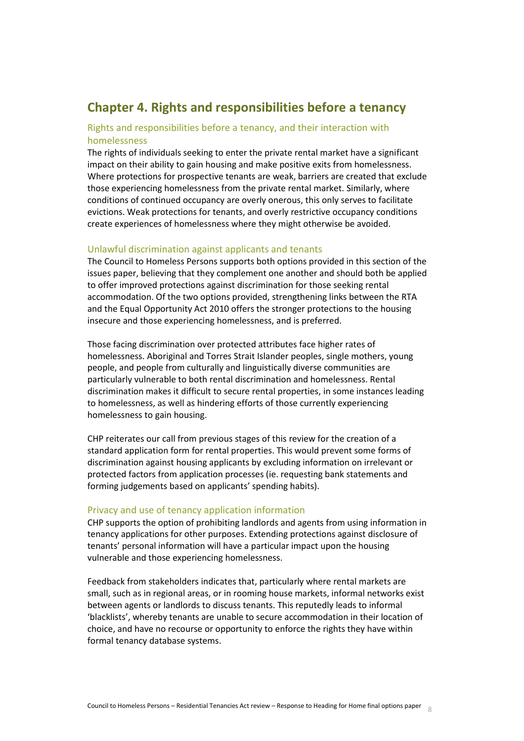# Chapter 4. Rights and responsibilities before a tenancy

## Rights and responsibilities before a tenancy, and their interaction with homelessness

The rights of individuals seeking to enter the private rental market have a significant impact on their ability to gain housing and make positive exits from homelessness. Where protections for prospective tenants are weak, barriers are created that exclude those experiencing homelessness from the private rental market. Similarly, where conditions of continued occupancy are overly onerous, this only serves to facilitate evictions. Weak protections for tenants, and overly restrictive occupancy conditions create experiences of homelessness where they might otherwise be avoided.

## Unlawful discrimination against applicants and tenants

The Council to Homeless Persons supports both options provided in this section of the issues paper, believing that they complement one another and should both be applied to offer improved protections against discrimination for those seeking rental accommodation. Of the two options provided, strengthening links between the RTA and the Equal Opportunity Act 2010 offers the stronger protections to the housing insecure and those experiencing homelessness, and is preferred.

Those facing discrimination over protected attributes face higher rates of homelessness. Aboriginal and Torres Strait Islander peoples, single mothers, young people, and people from culturally and linguistically diverse communities are particularly vulnerable to both rental discrimination and homelessness. Rental discrimination makes it difficult to secure rental properties, in some instances leading to homelessness, as well as hindering efforts of those currently experiencing homelessness to gain housing.

CHP reiterates our call from previous stages of this review for the creation of a standard application form for rental properties. This would prevent some forms of discrimination against housing applicants by excluding information on irrelevant or protected factors from application processes (ie. requesting bank statements and forming judgements based on applicants' spending habits).

## Privacy and use of tenancy application information

CHP supports the option of prohibiting landlords and agents from using information in tenancy applications for other purposes. Extending protections against disclosure of tenants' personal information will have a particular impact upon the housing vulnerable and those experiencing homelessness.

Feedback from stakeholders indicates that, particularly where rental markets are small, such as in regional areas, or in rooming house markets, informal networks exist between agents or landlords to discuss tenants. This reputedly leads to informal 'blacklists', whereby tenants are unable to secure accommodation in their location of choice, and have no recourse or opportunity to enforce the rights they have within formal tenancy database systems.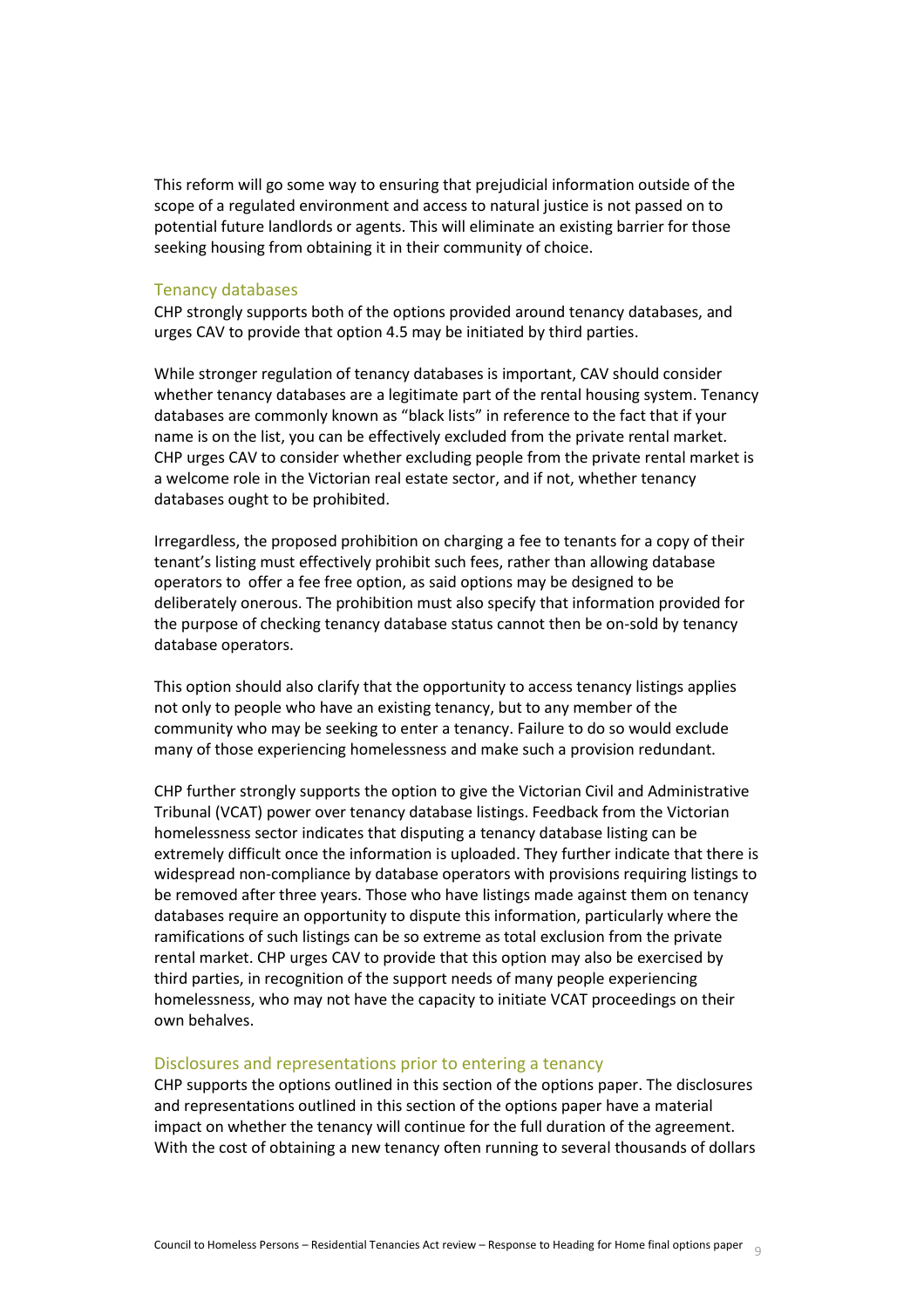This reform will go some way to ensuring that prejudicial information outside of the scope of a regulated environment and access to natural justice is not passed on to potential future landlords or agents. This will eliminate an existing barrier for those seeking housing from obtaining it in their community of choice.

## Tenancy databases

CHP strongly supports both of the options provided around tenancy databases, and urges CAV to provide that option 4.5 may be initiated by third parties.

While stronger regulation of tenancy databases is important, CAV should consider whether tenancy databases are a legitimate part of the rental housing system. Tenancy databases are commonly known as "black lists" in reference to the fact that if your name is on the list, you can be effectively excluded from the private rental market. CHP urges CAV to consider whether excluding people from the private rental market is a welcome role in the Victorian real estate sector, and if not, whether tenancy databases ought to be prohibited.

Irregardless, the proposed prohibition on charging a fee to tenants for a copy of their tenant's listing must effectively prohibit such fees, rather than allowing database operators to offer a fee free option, as said options may be designed to be deliberately onerous. The prohibition must also specify that information provided for the purpose of checking tenancy database status cannot then be on-sold by tenancy database operators.

This option should also clarify that the opportunity to access tenancy listings applies not only to people who have an existing tenancy, but to any member of the community who may be seeking to enter a tenancy. Failure to do so would exclude many of those experiencing homelessness and make such a provision redundant.

CHP further strongly supports the option to give the Victorian Civil and Administrative Tribunal (VCAT) power over tenancy database listings. Feedback from the Victorian homelessness sector indicates that disputing a tenancy database listing can be extremely difficult once the information is uploaded. They further indicate that there is widespread non-compliance by database operators with provisions requiring listings to be removed after three years. Those who have listings made against them on tenancy databases require an opportunity to dispute this information, particularly where the ramifications of such listings can be so extreme as total exclusion from the private rental market. CHP urges CAV to provide that this option may also be exercised by third parties, in recognition of the support needs of many people experiencing homelessness, who may not have the capacity to initiate VCAT proceedings on their own behalves.

## Disclosures and representations prior to entering a tenancy

CHP supports the options outlined in this section of the options paper. The disclosures and representations outlined in this section of the options paper have a material impact on whether the tenancy will continue for the full duration of the agreement. With the cost of obtaining a new tenancy often running to several thousands of dollars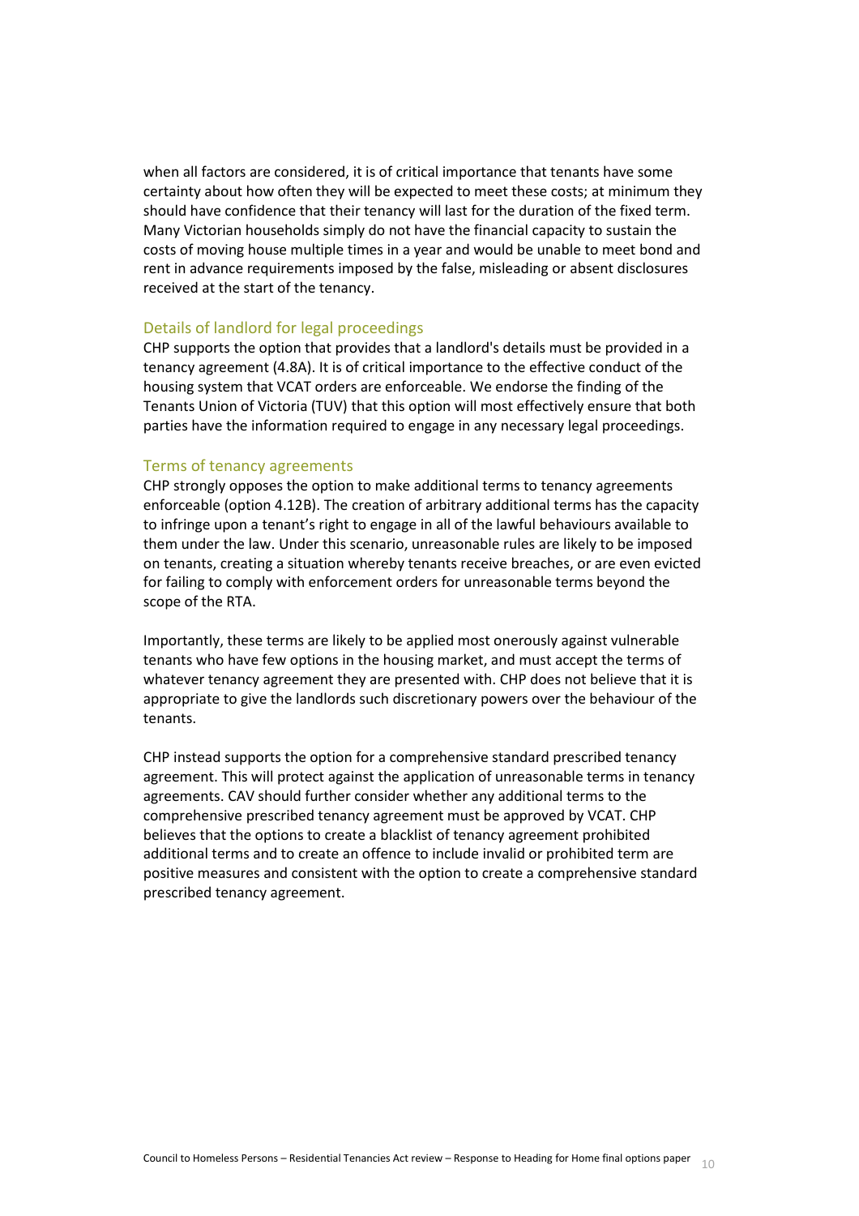when all factors are considered, it is of critical importance that tenants have some certainty about how often they will be expected to meet these costs; at minimum they should have confidence that their tenancy will last for the duration of the fixed term. Many Victorian households simply do not have the financial capacity to sustain the costs of moving house multiple times in a year and would be unable to meet bond and rent in advance requirements imposed by the false, misleading or absent disclosures received at the start of the tenancy.

### Details of landlord for legal proceedings

CHP supports the option that provides that a landlord's details must be provided in a tenancy agreement (4.8A). It is of critical importance to the effective conduct of the housing system that VCAT orders are enforceable. We endorse the finding of the Tenants Union of Victoria (TUV) that this option will most effectively ensure that both parties have the information required to engage in any necessary legal proceedings.

### Terms of tenancy agreements

CHP strongly opposes the option to make additional terms to tenancy agreements enforceable (option 4.12B). The creation of arbitrary additional terms has the capacity to infringe upon a tenant's right to engage in all of the lawful behaviours available to them under the law. Under this scenario, unreasonable rules are likely to be imposed on tenants, creating a situation whereby tenants receive breaches, or are even evicted for failing to comply with enforcement orders for unreasonable terms beyond the scope of the RTA.

Importantly, these terms are likely to be applied most onerously against vulnerable tenants who have few options in the housing market, and must accept the terms of whatever tenancy agreement they are presented with. CHP does not believe that it is appropriate to give the landlords such discretionary powers over the behaviour of the tenants.

CHP instead supports the option for a comprehensive standard prescribed tenancy agreement. This will protect against the application of unreasonable terms in tenancy agreements. CAV should further consider whether any additional terms to the comprehensive prescribed tenancy agreement must be approved by VCAT. CHP believes that the options to create a blacklist of tenancy agreement prohibited additional terms and to create an offence to include invalid or prohibited term are positive measures and consistent with the option to create a comprehensive standard prescribed tenancy agreement.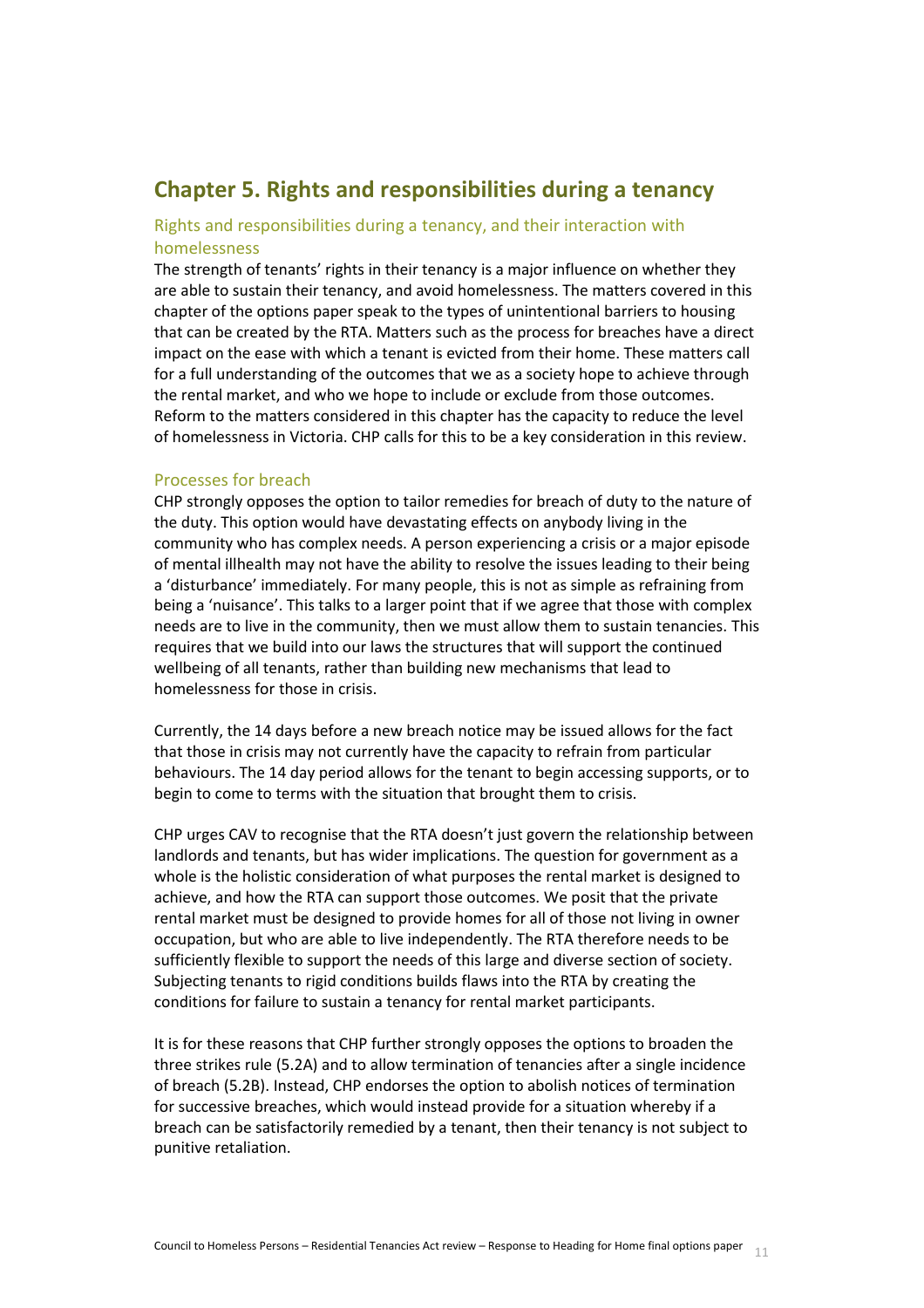# Chapter 5. Rights and responsibilities during a tenancy

## Rights and responsibilities during a tenancy, and their interaction with homelessness

The strength of tenants' rights in their tenancy is a major influence on whether they are able to sustain their tenancy, and avoid homelessness. The matters covered in this chapter of the options paper speak to the types of unintentional barriers to housing that can be created by the RTA. Matters such as the process for breaches have a direct impact on the ease with which a tenant is evicted from their home. These matters call for a full understanding of the outcomes that we as a society hope to achieve through the rental market, and who we hope to include or exclude from those outcomes. Reform to the matters considered in this chapter has the capacity to reduce the level of homelessness in Victoria. CHP calls for this to be a key consideration in this review.

## Processes for breach

CHP strongly opposes the option to tailor remedies for breach of duty to the nature of the duty. This option would have devastating effects on anybody living in the community who has complex needs. A person experiencing a crisis or a major episode of mental illhealth may not have the ability to resolve the issues leading to their being a 'disturbance' immediately. For many people, this is not as simple as refraining from being a 'nuisance'. This talks to a larger point that if we agree that those with complex needs are to live in the community, then we must allow them to sustain tenancies. This requires that we build into our laws the structures that will support the continued wellbeing of all tenants, rather than building new mechanisms that lead to homelessness for those in crisis.

Currently, the 14 days before a new breach notice may be issued allows for the fact that those in crisis may not currently have the capacity to refrain from particular behaviours. The 14 day period allows for the tenant to begin accessing supports, or to begin to come to terms with the situation that brought them to crisis.

CHP urges CAV to recognise that the RTA doesn't just govern the relationship between landlords and tenants, but has wider implications. The question for government as a whole is the holistic consideration of what purposes the rental market is designed to achieve, and how the RTA can support those outcomes. We posit that the private rental market must be designed to provide homes for all of those not living in owner occupation, but who are able to live independently. The RTA therefore needs to be sufficiently flexible to support the needs of this large and diverse section of society. Subjecting tenants to rigid conditions builds flaws into the RTA by creating the conditions for failure to sustain a tenancy for rental market participants.

It is for these reasons that CHP further strongly opposes the options to broaden the three strikes rule (5.2A) and to allow termination of tenancies after a single incidence of breach (5.2B). Instead, CHP endorses the option to abolish notices of termination for successive breaches, which would instead provide for a situation whereby if a breach can be satisfactorily remedied by a tenant, then their tenancy is not subject to punitive retaliation.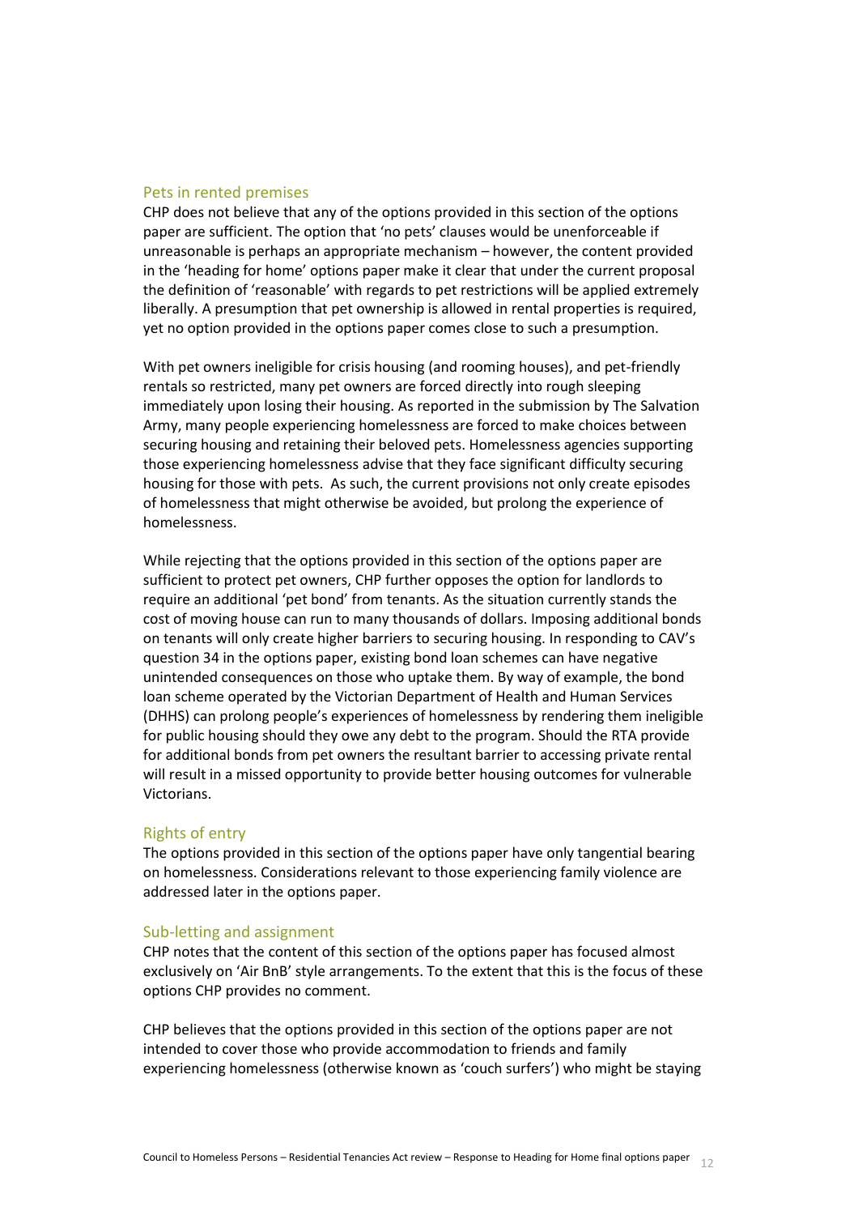## Pets in rented premises

CHP does not believe that any of the options provided in this section of the options paper are sufficient. The option that 'no pets' clauses would be unenforceable if unreasonable is perhaps an appropriate mechanism – however, the content provided in the 'heading for home' options paper make it clear that under the current proposal the definition of 'reasonable' with regards to pet restrictions will be applied extremely liberally. A presumption that pet ownership is allowed in rental properties is required, yet no option provided in the options paper comes close to such a presumption.

With pet owners ineligible for crisis housing (and rooming houses), and pet-friendly rentals so restricted, many pet owners are forced directly into rough sleeping immediately upon losing their housing. As reported in the submission by The Salvation Army, many people experiencing homelessness are forced to make choices between securing housing and retaining their beloved pets. Homelessness agencies supporting those experiencing homelessness advise that they face significant difficulty securing housing for those with pets. As such, the current provisions not only create episodes of homelessness that might otherwise be avoided, but prolong the experience of homelessness.

While rejecting that the options provided in this section of the options paper are sufficient to protect pet owners, CHP further opposes the option for landlords to require an additional 'pet bond' from tenants. As the situation currently stands the cost of moving house can run to many thousands of dollars. Imposing additional bonds on tenants will only create higher barriers to securing housing. In responding to CAV's question 34 in the options paper, existing bond loan schemes can have negative unintended consequences on those who uptake them. By way of example, the bond loan scheme operated by the Victorian Department of Health and Human Services (DHHS) can prolong people's experiences of homelessness by rendering them ineligible for public housing should they owe any debt to the program. Should the RTA provide for additional bonds from pet owners the resultant barrier to accessing private rental will result in a missed opportunity to provide better housing outcomes for vulnerable Victorians.

## Rights of entry

The options provided in this section of the options paper have only tangential bearing on homelessness. Considerations relevant to those experiencing family violence are addressed later in the options paper.

## Sub-letting and assignment

CHP notes that the content of this section of the options paper has focused almost exclusively on 'Air BnB' style arrangements. To the extent that this is the focus of these options CHP provides no comment.

CHP believes that the options provided in this section of the options paper are not intended to cover those who provide accommodation to friends and family experiencing homelessness (otherwise known as 'couch surfers') who might be staying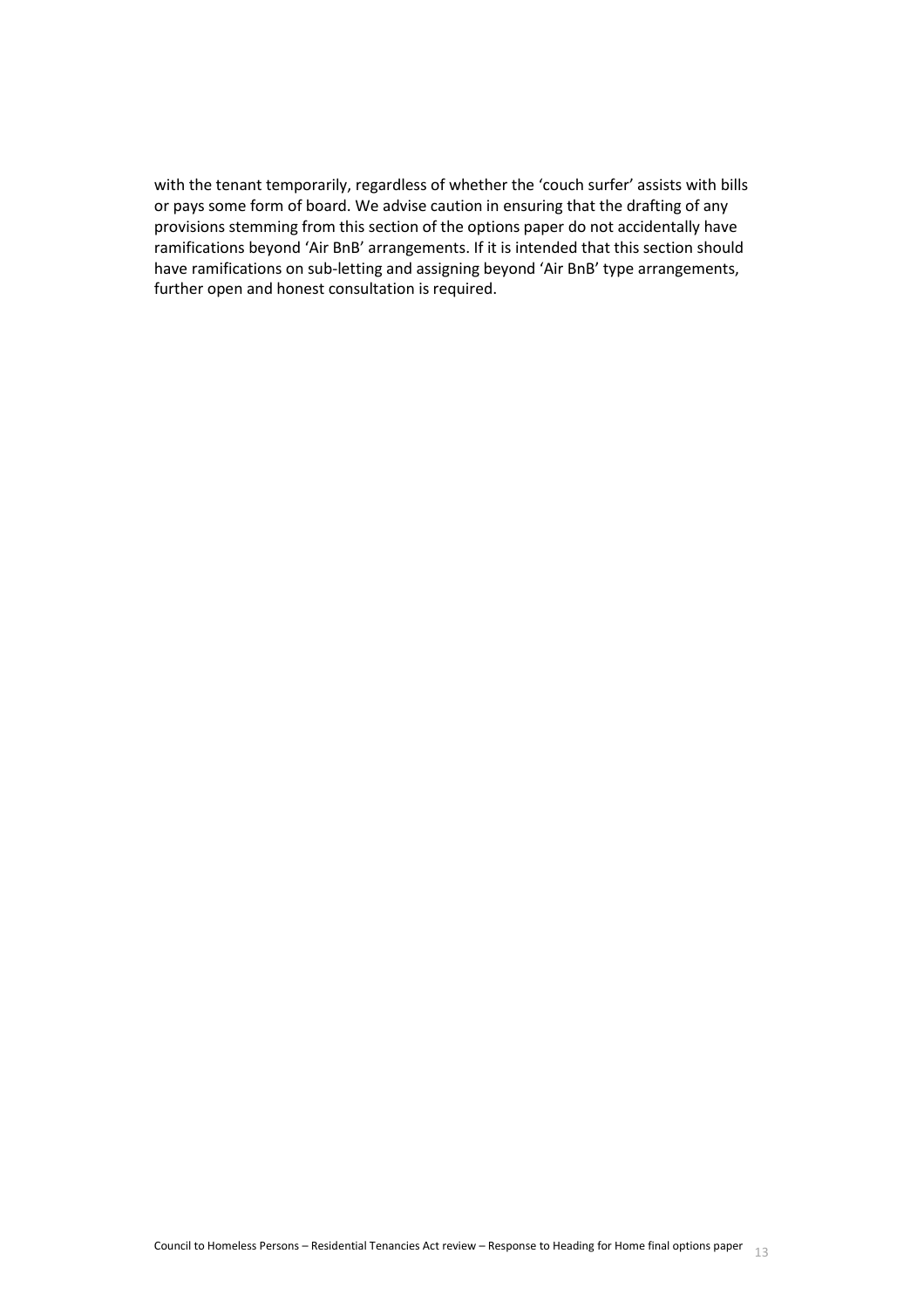with the tenant temporarily, regardless of whether the 'couch surfer' assists with bills or pays some form of board. We advise caution in ensuring that the drafting of any provisions stemming from this section of the options paper do not accidentally have ramifications beyond 'Air BnB' arrangements. If it is intended that this section should have ramifications on sub-letting and assigning beyond 'Air BnB' type arrangements, further open and honest consultation is required.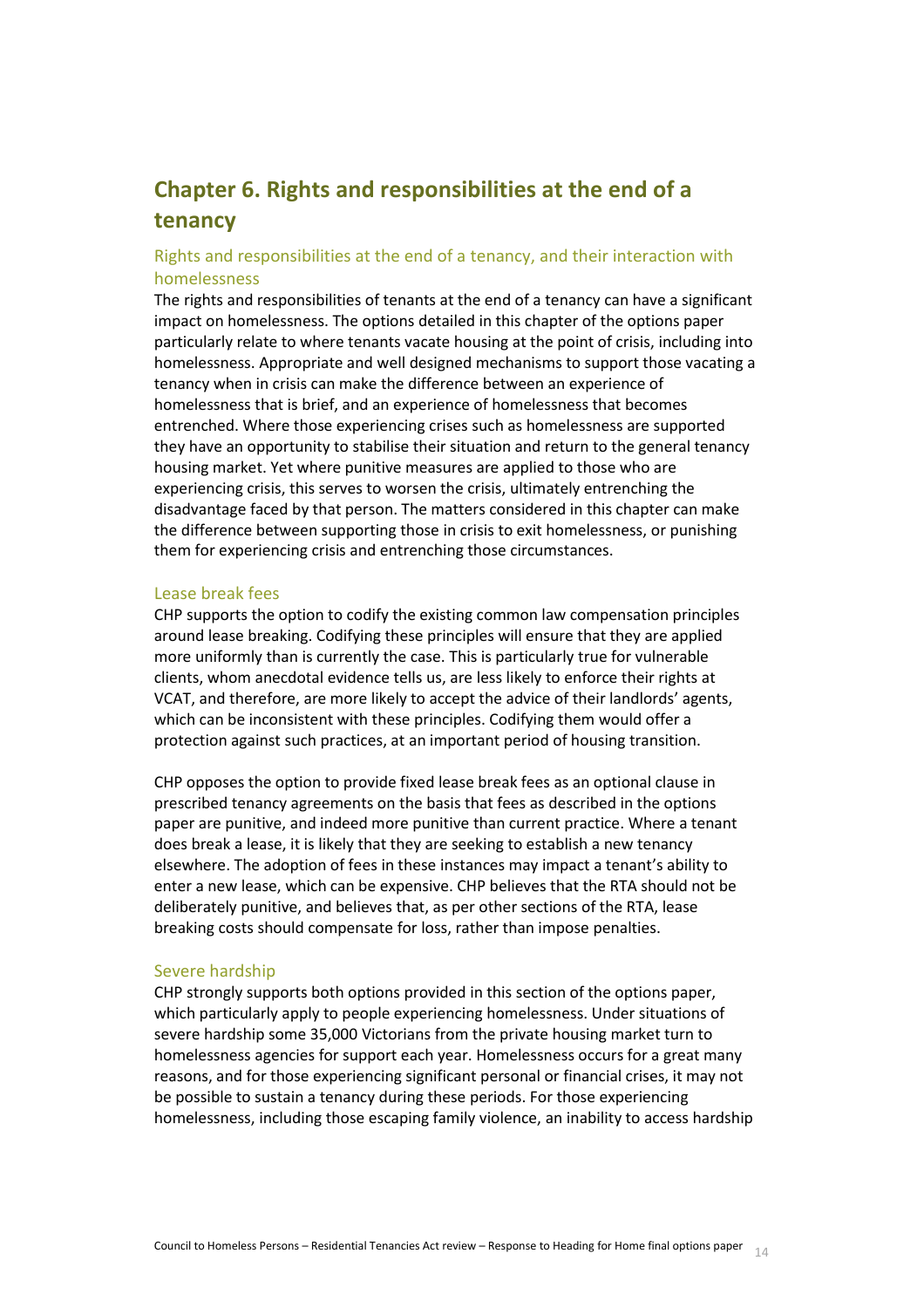# Chapter 6. Rights and responsibilities at the end of a tenancy

## Rights and responsibilities at the end of a tenancy, and their interaction with homelessness

The rights and responsibilities of tenants at the end of a tenancy can have a significant impact on homelessness. The options detailed in this chapter of the options paper particularly relate to where tenants vacate housing at the point of crisis, including into homelessness. Appropriate and well designed mechanisms to support those vacating a tenancy when in crisis can make the difference between an experience of homelessness that is brief, and an experience of homelessness that becomes entrenched. Where those experiencing crises such as homelessness are supported they have an opportunity to stabilise their situation and return to the general tenancy housing market. Yet where punitive measures are applied to those who are experiencing crisis, this serves to worsen the crisis, ultimately entrenching the disadvantage faced by that person. The matters considered in this chapter can make the difference between supporting those in crisis to exit homelessness, or punishing them for experiencing crisis and entrenching those circumstances.

## Lease break fees

CHP supports the option to codify the existing common law compensation principles around lease breaking. Codifying these principles will ensure that they are applied more uniformly than is currently the case. This is particularly true for vulnerable clients, whom anecdotal evidence tells us, are less likely to enforce their rights at VCAT, and therefore, are more likely to accept the advice of their landlords' agents, which can be inconsistent with these principles. Codifying them would offer a protection against such practices, at an important period of housing transition.

CHP opposes the option to provide fixed lease break fees as an optional clause in prescribed tenancy agreements on the basis that fees as described in the options paper are punitive, and indeed more punitive than current practice. Where a tenant does break a lease, it is likely that they are seeking to establish a new tenancy elsewhere. The adoption of fees in these instances may impact a tenant's ability to enter a new lease, which can be expensive. CHP believes that the RTA should not be deliberately punitive, and believes that, as per other sections of the RTA, lease breaking costs should compensate for loss, rather than impose penalties.

## Severe hardship

CHP strongly supports both options provided in this section of the options paper, which particularly apply to people experiencing homelessness. Under situations of severe hardship some 35,000 Victorians from the private housing market turn to homelessness agencies for support each year. Homelessness occurs for a great many reasons, and for those experiencing significant personal or financial crises, it may not be possible to sustain a tenancy during these periods. For those experiencing homelessness, including those escaping family violence, an inability to access hardship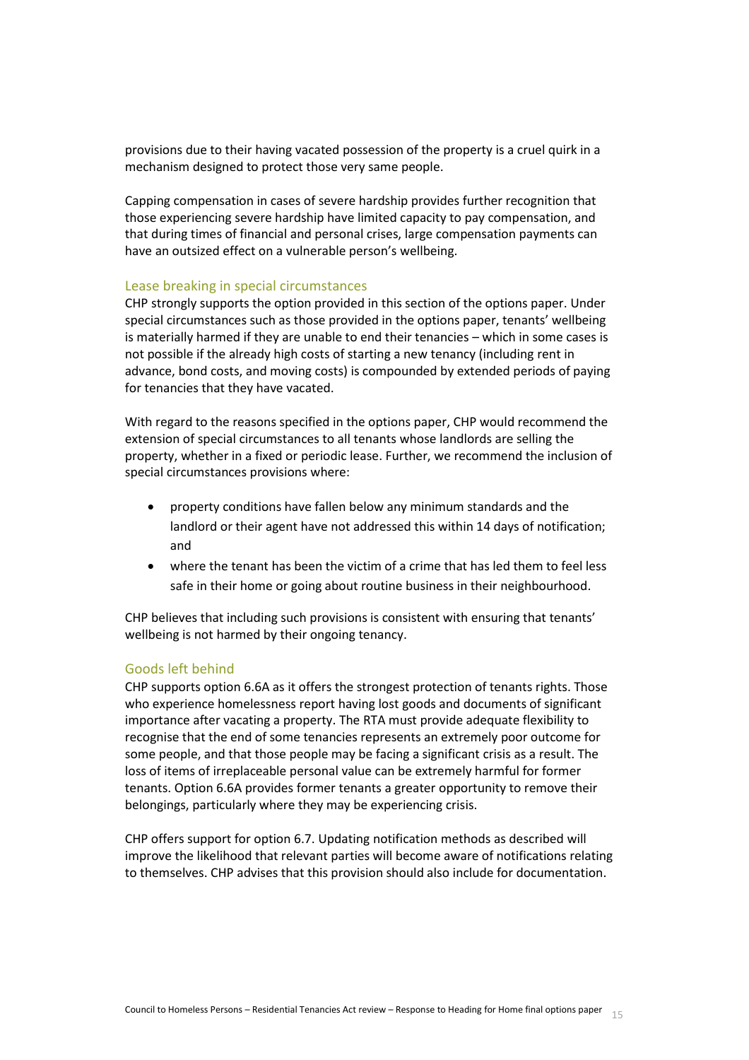provisions due to their having vacated possession of the property is a cruel quirk in a mechanism designed to protect those very same people.

Capping compensation in cases of severe hardship provides further recognition that those experiencing severe hardship have limited capacity to pay compensation, and that during times of financial and personal crises, large compensation payments can have an outsized effect on a vulnerable person's wellbeing.

### Lease breaking in special circumstances

CHP strongly supports the option provided in this section of the options paper. Under special circumstances such as those provided in the options paper, tenants' wellbeing is materially harmed if they are unable to end their tenancies – which in some cases is not possible if the already high costs of starting a new tenancy (including rent in advance, bond costs, and moving costs) is compounded by extended periods of paying for tenancies that they have vacated.

With regard to the reasons specified in the options paper, CHP would recommend the extension of special circumstances to all tenants whose landlords are selling the property, whether in a fixed or periodic lease. Further, we recommend the inclusion of special circumstances provisions where:

- property conditions have fallen below any minimum standards and the landlord or their agent have not addressed this within 14 days of notification; and
- where the tenant has been the victim of a crime that has led them to feel less safe in their home or going about routine business in their neighbourhood.

CHP believes that including such provisions is consistent with ensuring that tenants' wellbeing is not harmed by their ongoing tenancy.

### Goods left behind

CHP supports option 6.6A as it offers the strongest protection of tenants rights. Those who experience homelessness report having lost goods and documents of significant importance after vacating a property. The RTA must provide adequate flexibility to recognise that the end of some tenancies represents an extremely poor outcome for some people, and that those people may be facing a significant crisis as a result. The loss of items of irreplaceable personal value can be extremely harmful for former tenants. Option 6.6A provides former tenants a greater opportunity to remove their belongings, particularly where they may be experiencing crisis.

CHP offers support for option 6.7. Updating notification methods as described will improve the likelihood that relevant parties will become aware of notifications relating to themselves. CHP advises that this provision should also include for documentation.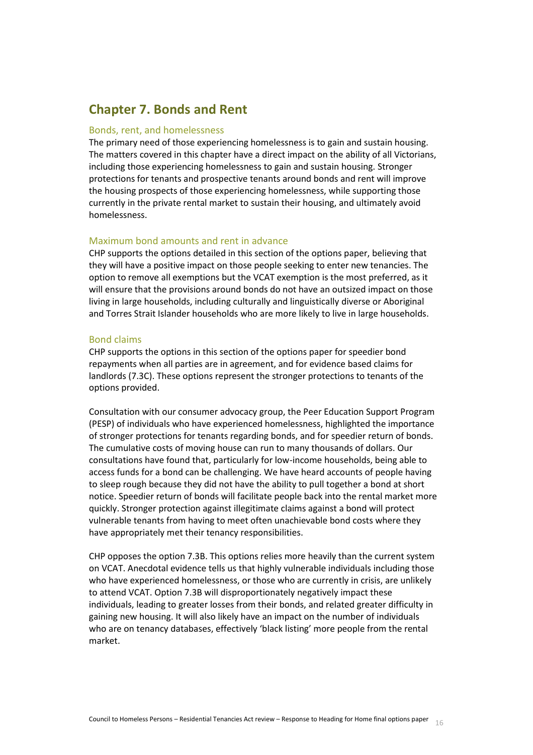## Chapter 7. Bonds and Rent

### Bonds, rent, and homelessness

The primary need of those experiencing homelessness is to gain and sustain housing. The matters covered in this chapter have a direct impact on the ability of all Victorians, including those experiencing homelessness to gain and sustain housing. Stronger protections for tenants and prospective tenants around bonds and rent will improve the housing prospects of those experiencing homelessness, while supporting those currently in the private rental market to sustain their housing, and ultimately avoid homelessness.

### Maximum bond amounts and rent in advance

CHP supports the options detailed in this section of the options paper, believing that they will have a positive impact on those people seeking to enter new tenancies. The option to remove all exemptions but the VCAT exemption is the most preferred, as it will ensure that the provisions around bonds do not have an outsized impact on those living in large households, including culturally and linguistically diverse or Aboriginal and Torres Strait Islander households who are more likely to live in large households.

### Bond claims

CHP supports the options in this section of the options paper for speedier bond repayments when all parties are in agreement, and for evidence based claims for landlords (7.3C). These options represent the stronger protections to tenants of the options provided.

Consultation with our consumer advocacy group, the Peer Education Support Program (PESP) of individuals who have experienced homelessness, highlighted the importance of stronger protections for tenants regarding bonds, and for speedier return of bonds. The cumulative costs of moving house can run to many thousands of dollars. Our consultations have found that, particularly for low-income households, being able to access funds for a bond can be challenging. We have heard accounts of people having to sleep rough because they did not have the ability to pull together a bond at short notice. Speedier return of bonds will facilitate people back into the rental market more quickly. Stronger protection against illegitimate claims against a bond will protect vulnerable tenants from having to meet often unachievable bond costs where they have appropriately met their tenancy responsibilities.

CHP opposes the option 7.3B. This options relies more heavily than the current system on VCAT. Anecdotal evidence tells us that highly vulnerable individuals including those who have experienced homelessness, or those who are currently in crisis, are unlikely to attend VCAT. Option 7.3B will disproportionately negatively impact these individuals, leading to greater losses from their bonds, and related greater difficulty in gaining new housing. It will also likely have an impact on the number of individuals who are on tenancy databases, effectively 'black listing' more people from the rental market.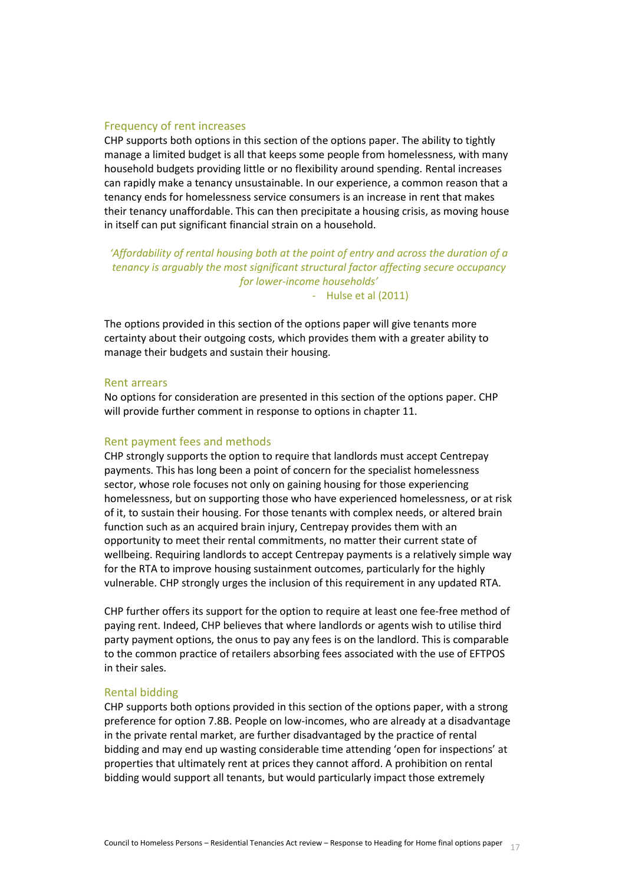### Frequency of rent increases

CHP supports both options in this section of the options paper. The ability to tightly manage a limited budget is all that keeps some people from homelessness, with many household budgets providing little or no flexibility around spending. Rental increases can rapidly make a tenancy unsustainable. In our experience, a common reason that a tenancy ends for homelessness service consumers is an increase in rent that makes their tenancy unaffordable. This can then precipitate a housing crisis, as moving house in itself can put significant financial strain on a household.

> *'Affordability of rental housing both at the point of entry and across the duration of a tenancy is arguably the most significant structural factor affecting secure occupancy for lower-income households'*
>
> \- Hulse et al (2011)

The options provided in this section of the options paper will give tenants more certainty about their outgoing costs, which provides them with a greater ability to manage their budgets and sustain their housing.

### Rent arrears

No options for consideration are presented in this section of the options paper. CHP will provide further comment in response to options in chapter 11.

### Rent payment fees and methods

CHP strongly supports the option to require that landlords must accept Centrepay payments. This has long been a point of concern for the specialist homelessness sector, whose role focuses not only on gaining housing for those experiencing homelessness, but on supporting those who have experienced homelessness, or at risk of it, to sustain their housing. For those tenants with complex needs, or altered brain function such as an acquired brain injury, Centrepay provides them with an opportunity to meet their rental commitments, no matter their current state of wellbeing. Requiring landlords to accept Centrepay payments is a relatively simple way for the RTA to improve housing sustainment outcomes, particularly for the highly vulnerable. CHP strongly urges the inclusion of this requirement in any updated RTA.

CHP further offers its support for the option to require at least one fee-free method of paying rent. Indeed, CHP believes that where landlords or agents wish to utilise third party payment options, the onus to pay any fees is on the landlord. This is comparable to the common practice of retailers absorbing fees associated with the use of EFTPOS in their sales.

### Rental bidding

CHP supports both options provided in this section of the options paper, with a strong preference for option 7.8B. People on low-incomes, who are already at a disadvantage in the private rental market, are further disadvantaged by the practice of rental bidding and may end up wasting considerable time attending 'open for inspections' at properties that ultimately rent at prices they cannot afford. A prohibition on rental bidding would support all tenants, but would particularly impact those extremely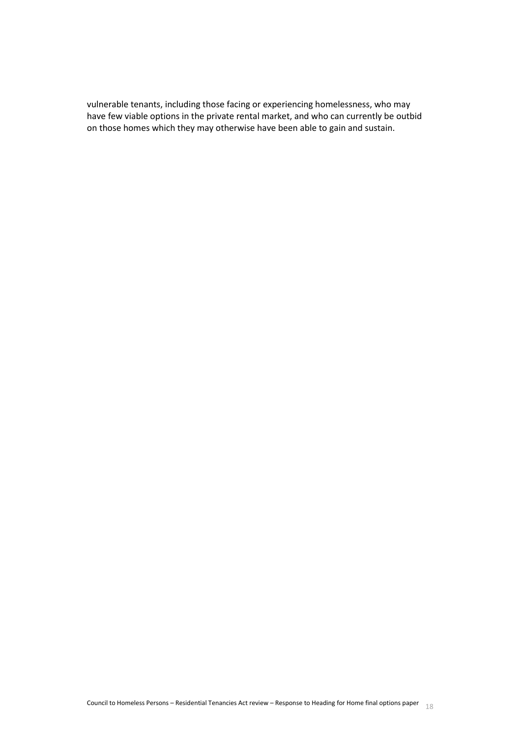vulnerable tenants, including those facing or experiencing homelessness, who may have few viable options in the private rental market, and who can currently be outbid on those homes which they may otherwise have been able to gain and sustain.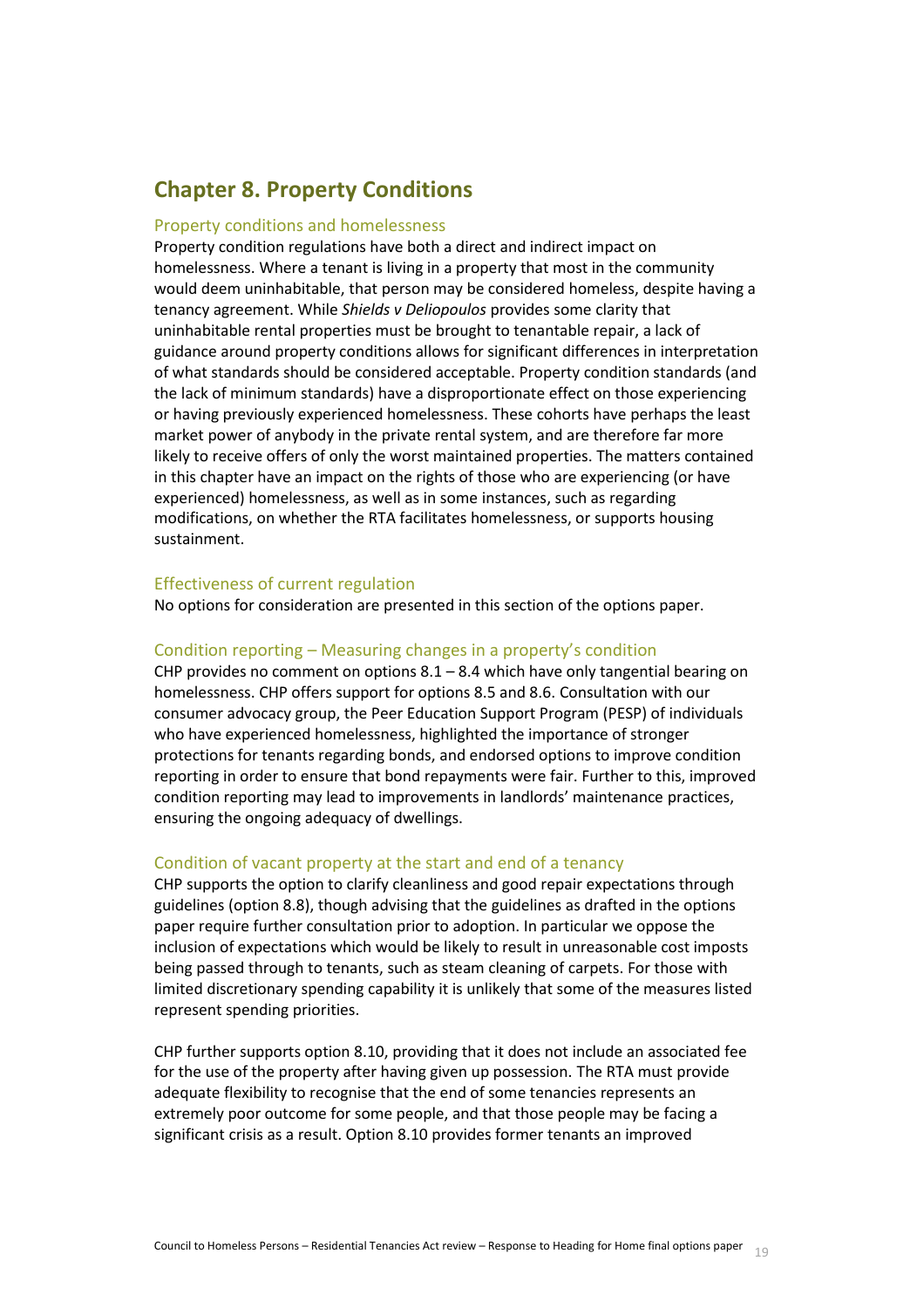## Chapter 8. Property Conditions

### Property conditions and homelessness

Property condition regulations have both a direct and indirect impact on homelessness. Where a tenant is living in a property that most in the community would deem uninhabitable, that person may be considered homeless, despite having a tenancy agreement. While *Shields v Deliopoulos* provides some clarity that uninhabitable rental properties must be brought to tenantable repair, a lack of guidance around property conditions allows for significant differences in interpretation of what standards should be considered acceptable. Property condition standards (and the lack of minimum standards) have a disproportionate effect on those experiencing or having previously experienced homelessness. These cohorts have perhaps the least market power of anybody in the private rental system, and are therefore far more likely to receive offers of only the worst maintained properties. The matters contained in this chapter have an impact on the rights of those who are experiencing (or have experienced) homelessness, as well as in some instances, such as regarding modifications, on whether the RTA facilitates homelessness, or supports housing sustainment.

### Effectiveness of current regulation

No options for consideration are presented in this section of the options paper.

### Condition reporting – Measuring changes in a property's condition

CHP provides no comment on options 8.1 – 8.4 which have only tangential bearing on homelessness. CHP offers support for options 8.5 and 8.6. Consultation with our consumer advocacy group, the Peer Education Support Program (PESP) of individuals who have experienced homelessness, highlighted the importance of stronger protections for tenants regarding bonds, and endorsed options to improve condition reporting in order to ensure that bond repayments were fair. Further to this, improved condition reporting may lead to improvements in landlords' maintenance practices, ensuring the ongoing adequacy of dwellings.

### Condition of vacant property at the start and end of a tenancy

CHP supports the option to clarify cleanliness and good repair expectations through guidelines (option 8.8), though advising that the guidelines as drafted in the options paper require further consultation prior to adoption. In particular we oppose the inclusion of expectations which would be likely to result in unreasonable cost imposts being passed through to tenants, such as steam cleaning of carpets. For those with limited discretionary spending capability it is unlikely that some of the measures listed represent spending priorities.

CHP further supports option 8.10, providing that it does not include an associated fee for the use of the property after having given up possession. The RTA must provide adequate flexibility to recognise that the end of some tenancies represents an extremely poor outcome for some people, and that those people may be facing a significant crisis as a result. Option 8.10 provides former tenants an improved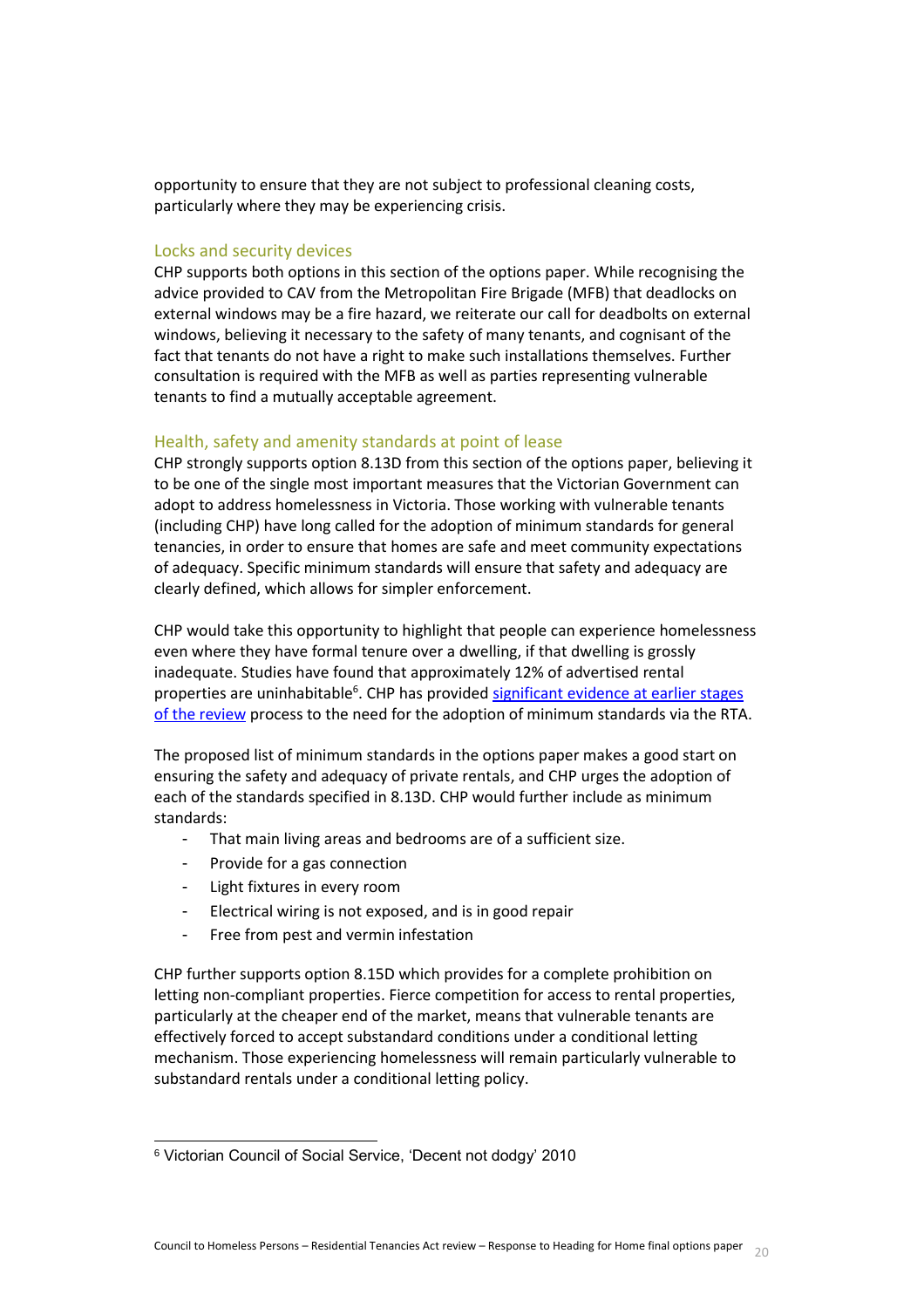opportunity to ensure that they are not subject to professional cleaning costs, particularly where they may be experiencing crisis.

### Locks and security devices

CHP supports both options in this section of the options paper. While recognising the advice provided to CAV from the Metropolitan Fire Brigade (MFB) that deadlocks on external windows may be a fire hazard, we reiterate our call for deadbolts on external windows, believing it necessary to the safety of many tenants, and cognisant of the fact that tenants do not have a right to make such installations themselves. Further consultation is required with the MFB as well as parties representing vulnerable tenants to find a mutually acceptable agreement.

### Health, safety and amenity standards at point of lease

CHP strongly supports option 8.13D from this section of the options paper, believing it to be one of the single most important measures that the Victorian Government can adopt to address homelessness in Victoria. Those working with vulnerable tenants (including CHP) have long called for the adoption of minimum standards for general tenancies, in order to ensure that homes are safe and meet community expectations of adequacy. Specific minimum standards will ensure that safety and adequacy are clearly defined, which allows for simpler enforcement.

CHP would take this opportunity to highlight that people can experience homelessness even where they have formal tenure over a dwelling, if that dwelling is grossly inadequate. Studies have found that approximately 12% of advertised rental properties are uninhabitable[6]. CHP has provided significant evidence at earlier stages of the review process to the need for the adoption of minimum standards via the RTA.

The proposed list of minimum standards in the options paper makes a good start on ensuring the safety and adequacy of private rentals, and CHP urges the adoption of each of the standards specified in 8.13D. CHP would further include as minimum standards:

- That main living areas and bedrooms are of a sufficient size.
- Provide for a gas connection
- Light fixtures in every room
- Electrical wiring is not exposed, and is in good repair
- Free from pest and vermin infestation

CHP further supports option 8.15D which provides for a complete prohibition on letting non-compliant properties. Fierce competition for access to rental properties, particularly at the cheaper end of the market, means that vulnerable tenants are effectively forced to accept substandard conditions under a conditional letting mechanism. Those experiencing homelessness will remain particularly vulnerable to substandard rentals under a conditional letting policy.

[6] Victorian Council of Social Service, 'Decent not dodgy' 2010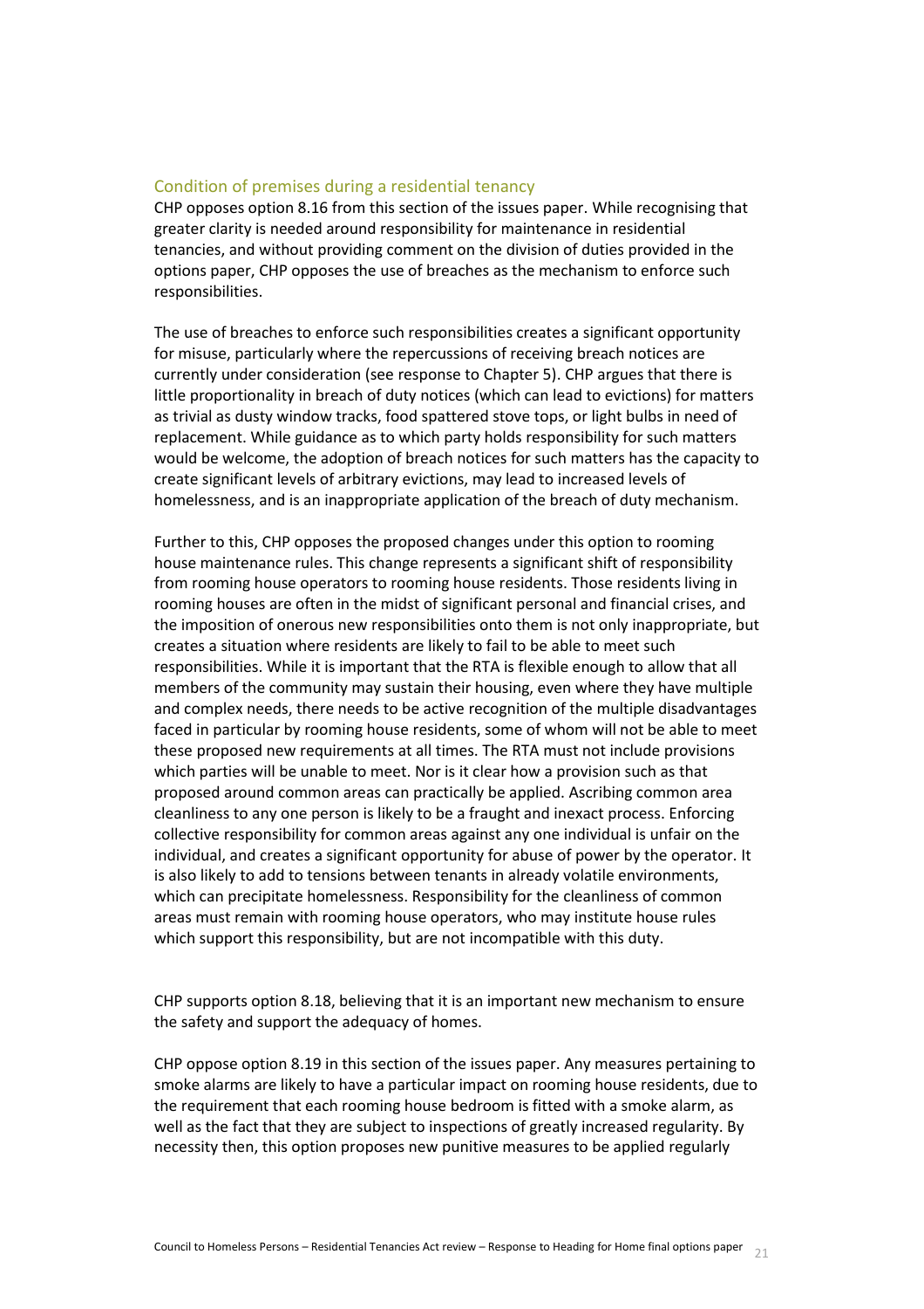## Condition of premises during a residential tenancy

CHP opposes option 8.16 from this section of the issues paper. While recognising that greater clarity is needed around responsibility for maintenance in residential tenancies, and without providing comment on the division of duties provided in the options paper, CHP opposes the use of breaches as the mechanism to enforce such responsibilities.

The use of breaches to enforce such responsibilities creates a significant opportunity for misuse, particularly where the repercussions of receiving breach notices are currently under consideration (see response to Chapter 5). CHP argues that there is little proportionality in breach of duty notices (which can lead to evictions) for matters as trivial as dusty window tracks, food spattered stove tops, or light bulbs in need of replacement. While guidance as to which party holds responsibility for such matters would be welcome, the adoption of breach notices for such matters has the capacity to create significant levels of arbitrary evictions, may lead to increased levels of homelessness, and is an inappropriate application of the breach of duty mechanism.

Further to this, CHP opposes the proposed changes under this option to rooming house maintenance rules. This change represents a significant shift of responsibility from rooming house operators to rooming house residents. Those residents living in rooming houses are often in the midst of significant personal and financial crises, and the imposition of onerous new responsibilities onto them is not only inappropriate, but creates a situation where residents are likely to fail to be able to meet such responsibilities. While it is important that the RTA is flexible enough to allow that all members of the community may sustain their housing, even where they have multiple and complex needs, there needs to be active recognition of the multiple disadvantages faced in particular by rooming house residents, some of whom will not be able to meet these proposed new requirements at all times. The RTA must not include provisions which parties will be unable to meet. Nor is it clear how a provision such as that proposed around common areas can practically be applied. Ascribing common area cleanliness to any one person is likely to be a fraught and inexact process. Enforcing collective responsibility for common areas against any one individual is unfair on the individual, and creates a significant opportunity for abuse of power by the operator. It is also likely to add to tensions between tenants in already volatile environments, which can precipitate homelessness. Responsibility for the cleanliness of common areas must remain with rooming house operators, who may institute house rules which support this responsibility, but are not incompatible with this duty.

CHP supports option 8.18, believing that it is an important new mechanism to ensure the safety and support the adequacy of homes.

CHP oppose option 8.19 in this section of the issues paper. Any measures pertaining to smoke alarms are likely to have a particular impact on rooming house residents, due to the requirement that each rooming house bedroom is fitted with a smoke alarm, as well as the fact that they are subject to inspections of greatly increased regularity. By necessity then, this option proposes new punitive measures to be applied regularly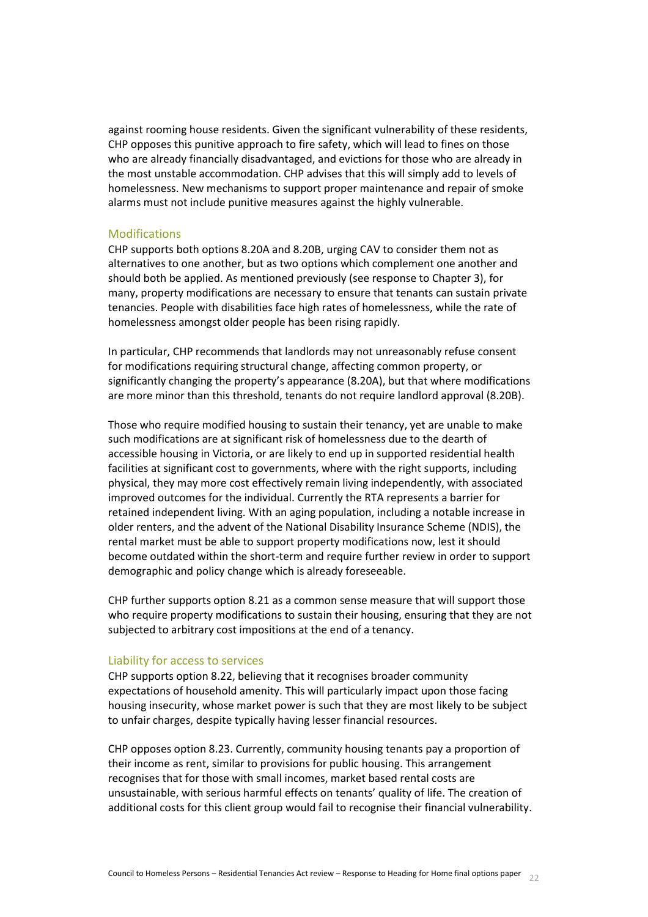against rooming house residents. Given the significant vulnerability of these residents, CHP opposes this punitive approach to fire safety, which will lead to fines on those who are already financially disadvantaged, and evictions for those who are already in the most unstable accommodation. CHP advises that this will simply add to levels of homelessness. New mechanisms to support proper maintenance and repair of smoke alarms must not include punitive measures against the highly vulnerable.

### Modifications

CHP supports both options 8.20A and 8.20B, urging CAV to consider them not as alternatives to one another, but as two options which complement one another and should both be applied. As mentioned previously (see response to Chapter 3), for many, property modifications are necessary to ensure that tenants can sustain private tenancies. People with disabilities face high rates of homelessness, while the rate of homelessness amongst older people has been rising rapidly.

In particular, CHP recommends that landlords may not unreasonably refuse consent for modifications requiring structural change, affecting common property, or significantly changing the property's appearance (8.20A), but that where modifications are more minor than this threshold, tenants do not require landlord approval (8.20B).

Those who require modified housing to sustain their tenancy, yet are unable to make such modifications are at significant risk of homelessness due to the dearth of accessible housing in Victoria, or are likely to end up in supported residential health facilities at significant cost to governments, where with the right supports, including physical, they may more cost effectively remain living independently, with associated improved outcomes for the individual. Currently the RTA represents a barrier for retained independent living. With an aging population, including a notable increase in older renters, and the advent of the National Disability Insurance Scheme (NDIS), the rental market must be able to support property modifications now, lest it should become outdated within the short-term and require further review in order to support demographic and policy change which is already foreseeable.

CHP further supports option 8.21 as a common sense measure that will support those who require property modifications to sustain their housing, ensuring that they are not subjected to arbitrary cost impositions at the end of a tenancy.

### Liability for access to services

CHP supports option 8.22, believing that it recognises broader community expectations of household amenity. This will particularly impact upon those facing housing insecurity, whose market power is such that they are most likely to be subject to unfair charges, despite typically having lesser financial resources.

CHP opposes option 8.23. Currently, community housing tenants pay a proportion of their income as rent, similar to provisions for public housing. This arrangement recognises that for those with small incomes, market based rental costs are unsustainable, with serious harmful effects on tenants' quality of life. The creation of additional costs for this client group would fail to recognise their financial vulnerability.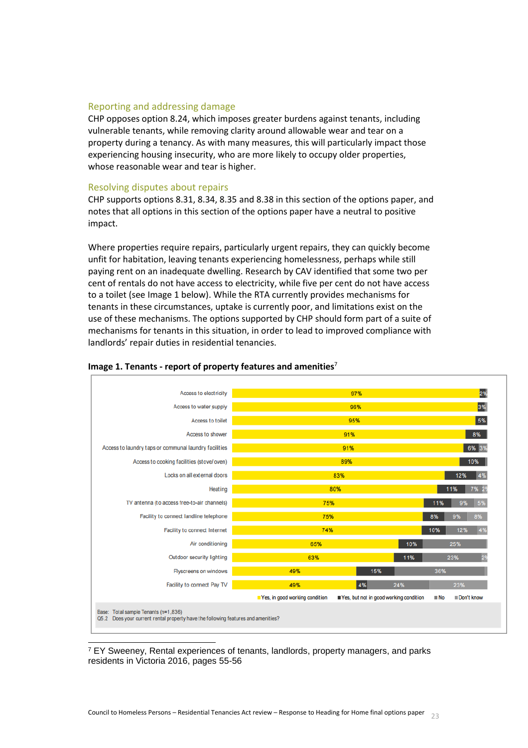### Reporting and addressing damage

CHP opposes option 8.24, which imposes greater burdens against tenants, including vulnerable tenants, while removing clarity around allowable wear and tear on a property during a tenancy. As with many measures, this will particularly impact those experiencing housing insecurity, who are more likely to occupy older properties, whose reasonable wear and tear is higher.

### Resolving disputes about repairs

CHP supports options 8.31, 8.34, 8.35 and 8.38 in this section of the options paper, and notes that all options in this section of the options paper have a neutral to positive impact.

Where properties require repairs, particularly urgent repairs, they can quickly become unfit for habitation, leaving tenants experiencing homelessness, perhaps while still paying rent on an inadequate dwelling. Research by CAV identified that some two per cent of rentals do not have access to electricity, while five per cent do not have access to a toilet (see Image 1 below). While the RTA currently provides mechanisms for tenants in these circumstances, uptake is currently poor, and limitations exist on the use of these mechanisms. The options supported by CHP should form part of a suite of mechanisms for tenants in this situation, in order to lead to improved compliance with landlords' repair duties in residential tenancies.

**Image 1. Tenants - report of property features and amenities**[7]

| Feature | Yes, in good working condition | Yes, but not in good working condition | No | Don't know |
|---|---|---|---|---|
| Access to electricity | 97% | 2% | | |
| Access to water supply | 96% | 3% | | |
| Access to toilet | 95% | 5% | | |
| Access to shower | 91% | 8% | | |
| Access to laundry taps or communal laundry facilities | 91% | 6% | 3% | |
| Access to cooking facilities (stove/oven) | 89% | 10% | | |
| Locks on all external doors | 83% | 12% | 4% | |
| Heating | 80% | 11% | 7% | 2% |
| TV antenna (to access free-to-air channels) | 75% | 11% | 9% | 5% |
| Facility to connect landline telephone | 75% | 8% | 9% | 8% |
| Facility to connect Internet | 74% | 10% | 12% | 4% |
| Air conditioning | 65% | 10% | 25% | |
| Outdoor security lighting | 63% | 11% | 23% | 2% |
| Flyscreens on windows | 49% | 15% | 36% | |
| Facility to connect Pay TV | 49% | 4% | 24% | 23% |

Base: Total sample Tenants (n=1,836)
Q5.2 Does your current rental property have the following features and amenities?

[7] EY Sweeney, Rental experiences of tenants, landlords, property managers, and parks residents in Victoria 2016, pages 55-56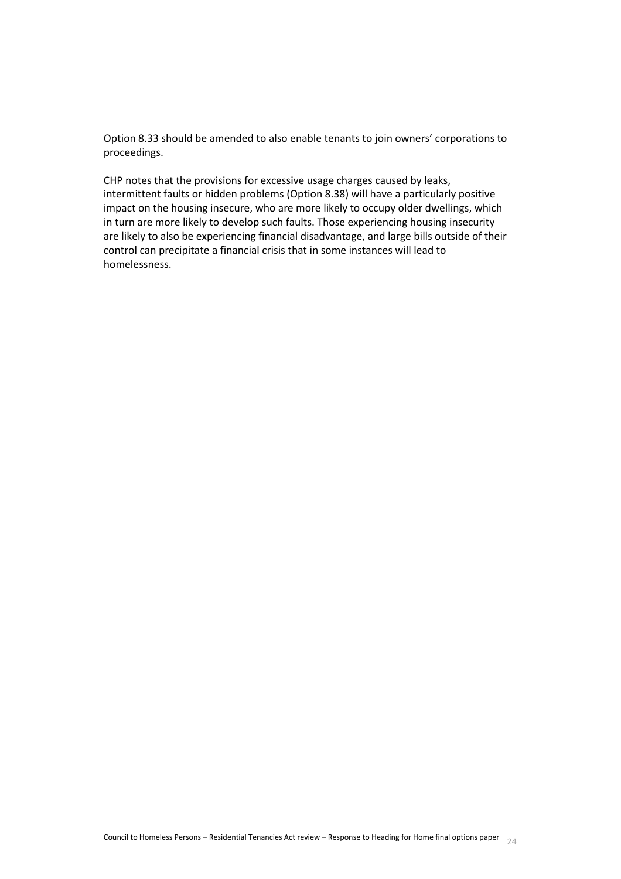Option 8.33 should be amended to also enable tenants to join owners' corporations to proceedings.

CHP notes that the provisions for excessive usage charges caused by leaks, intermittent faults or hidden problems (Option 8.38) will have a particularly positive impact on the housing insecure, who are more likely to occupy older dwellings, which in turn are more likely to develop such faults. Those experiencing housing insecurity are likely to also be experiencing financial disadvantage, and large bills outside of their control can precipitate a financial crisis that in some instances will lead to homelessness.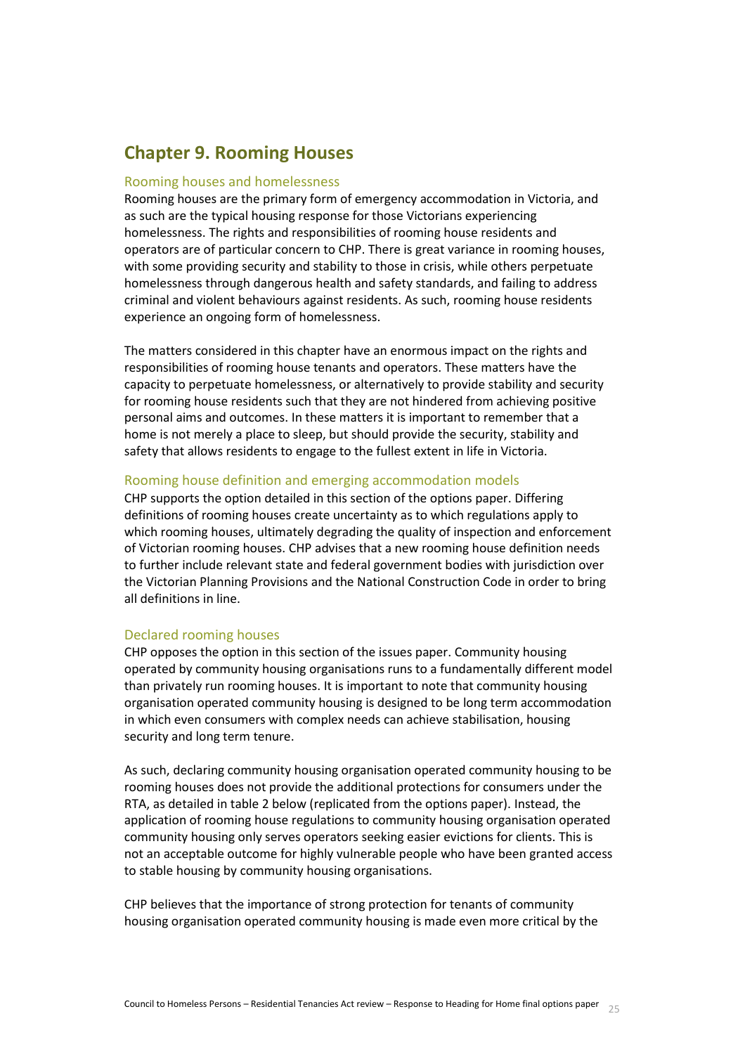# Chapter 9. Rooming Houses

### Rooming houses and homelessness

Rooming houses are the primary form of emergency accommodation in Victoria, and as such are the typical housing response for those Victorians experiencing homelessness. The rights and responsibilities of rooming house residents and operators are of particular concern to CHP. There is great variance in rooming houses, with some providing security and stability to those in crisis, while others perpetuate homelessness through dangerous health and safety standards, and failing to address criminal and violent behaviours against residents. As such, rooming house residents experience an ongoing form of homelessness.

The matters considered in this chapter have an enormous impact on the rights and responsibilities of rooming house tenants and operators. These matters have the capacity to perpetuate homelessness, or alternatively to provide stability and security for rooming house residents such that they are not hindered from achieving positive personal aims and outcomes. In these matters it is important to remember that a home is not merely a place to sleep, but should provide the security, stability and safety that allows residents to engage to the fullest extent in life in Victoria.

### Rooming house definition and emerging accommodation models

CHP supports the option detailed in this section of the options paper. Differing definitions of rooming houses create uncertainty as to which regulations apply to which rooming houses, ultimately degrading the quality of inspection and enforcement of Victorian rooming houses. CHP advises that a new rooming house definition needs to further include relevant state and federal government bodies with jurisdiction over the Victorian Planning Provisions and the National Construction Code in order to bring all definitions in line.

### Declared rooming houses

CHP opposes the option in this section of the issues paper. Community housing operated by community housing organisations runs to a fundamentally different model than privately run rooming houses. It is important to note that community housing organisation operated community housing is designed to be long term accommodation in which even consumers with complex needs can achieve stabilisation, housing security and long term tenure.

As such, declaring community housing organisation operated community housing to be rooming houses does not provide the additional protections for consumers under the RTA, as detailed in table 2 below (replicated from the options paper). Instead, the application of rooming house regulations to community housing organisation operated community housing only serves operators seeking easier evictions for clients. This is not an acceptable outcome for highly vulnerable people who have been granted access to stable housing by community housing organisations.

CHP believes that the importance of strong protection for tenants of community housing organisation operated community housing is made even more critical by the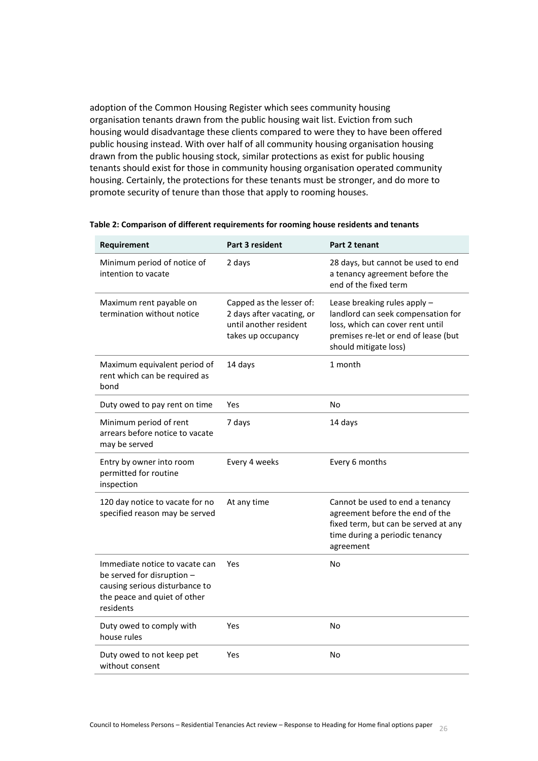adoption of the Common Housing Register which sees community housing organisation tenants drawn from the public housing wait list. Eviction from such housing would disadvantage these clients compared to were they to have been offered public housing instead. With over half of all community housing organisation housing drawn from the public housing stock, similar protections as exist for public housing tenants should exist for those in community housing organisation operated community housing. Certainly, the protections for these tenants must be stronger, and do more to promote security of tenure than those that apply to rooming houses.

**Table 2: Comparison of different requirements for rooming house residents and tenants**

| Requirement | Part 3 resident | Part 2 tenant |
|---|---|---|
| Minimum period of notice of intention to vacate | 2 days | 28 days, but cannot be used to end a tenancy agreement before the end of the fixed term |
| Maximum rent payable on termination without notice | Capped as the lesser of: 2 days after vacating, or until another resident takes up occupancy | Lease breaking rules apply – landlord can seek compensation for loss, which can cover rent until premises re-let or end of lease (but should mitigate loss) |
| Maximum equivalent period of rent which can be required as bond | 14 days | 1 month |
| Duty owed to pay rent on time | Yes | No |
| Minimum period of rent arrears before notice to vacate may be served | 7 days | 14 days |
| Entry by owner into room permitted for routine inspection | Every 4 weeks | Every 6 months |
| 120 day notice to vacate for no specified reason may be served | At any time | Cannot be used to end a tenancy agreement before the end of the fixed term, but can be served at any time during a periodic tenancy agreement |
| Immediate notice to vacate can be served for disruption – causing serious disturbance to the peace and quiet of other residents | Yes | No |
| Duty owed to comply with house rules | Yes | No |
| Duty owed to not keep pet without consent | Yes | No |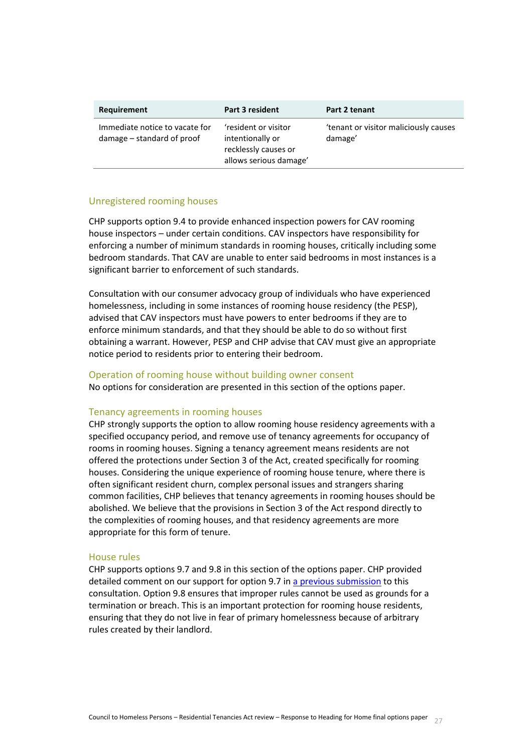| Requirement | Part 3 resident | Part 2 tenant |
| --- | --- | --- |
| Immediate notice to vacate for damage – standard of proof | 'resident or visitor intentionally or recklessly causes or allows serious damage' | 'tenant or visitor maliciously causes damage' |

### Unregistered rooming houses

CHP supports option 9.4 to provide enhanced inspection powers for CAV rooming house inspectors – under certain conditions. CAV inspectors have responsibility for enforcing a number of minimum standards in rooming houses, critically including some bedroom standards. That CAV are unable to enter said bedrooms in most instances is a significant barrier to enforcement of such standards.

Consultation with our consumer advocacy group of individuals who have experienced homelessness, including in some instances of rooming house residency (the PESP), advised that CAV inspectors must have powers to enter bedrooms if they are to enforce minimum standards, and that they should be able to do so without first obtaining a warrant. However, PESP and CHP advise that CAV must give an appropriate notice period to residents prior to entering their bedroom.

### Operation of rooming house without building owner consent

No options for consideration are presented in this section of the options paper.

### Tenancy agreements in rooming houses

CHP strongly supports the option to allow rooming house residency agreements with a specified occupancy period, and remove use of tenancy agreements for occupancy of rooms in rooming houses. Signing a tenancy agreement means residents are not offered the protections under Section 3 of the Act, created specifically for rooming houses. Considering the unique experience of rooming house tenure, where there is often significant resident churn, complex personal issues and strangers sharing common facilities, CHP believes that tenancy agreements in rooming houses should be abolished. We believe that the provisions in Section 3 of the Act respond directly to the complexities of rooming houses, and that residency agreements are more appropriate for this form of tenure.

### House rules

CHP supports options 9.7 and 9.8 in this section of the options paper. CHP provided detailed comment on our support for option 9.7 in a previous submission to this consultation. Option 9.8 ensures that improper rules cannot be used as grounds for a termination or breach. This is an important protection for rooming house residents, ensuring that they do not live in fear of primary homelessness because of arbitrary rules created by their landlord.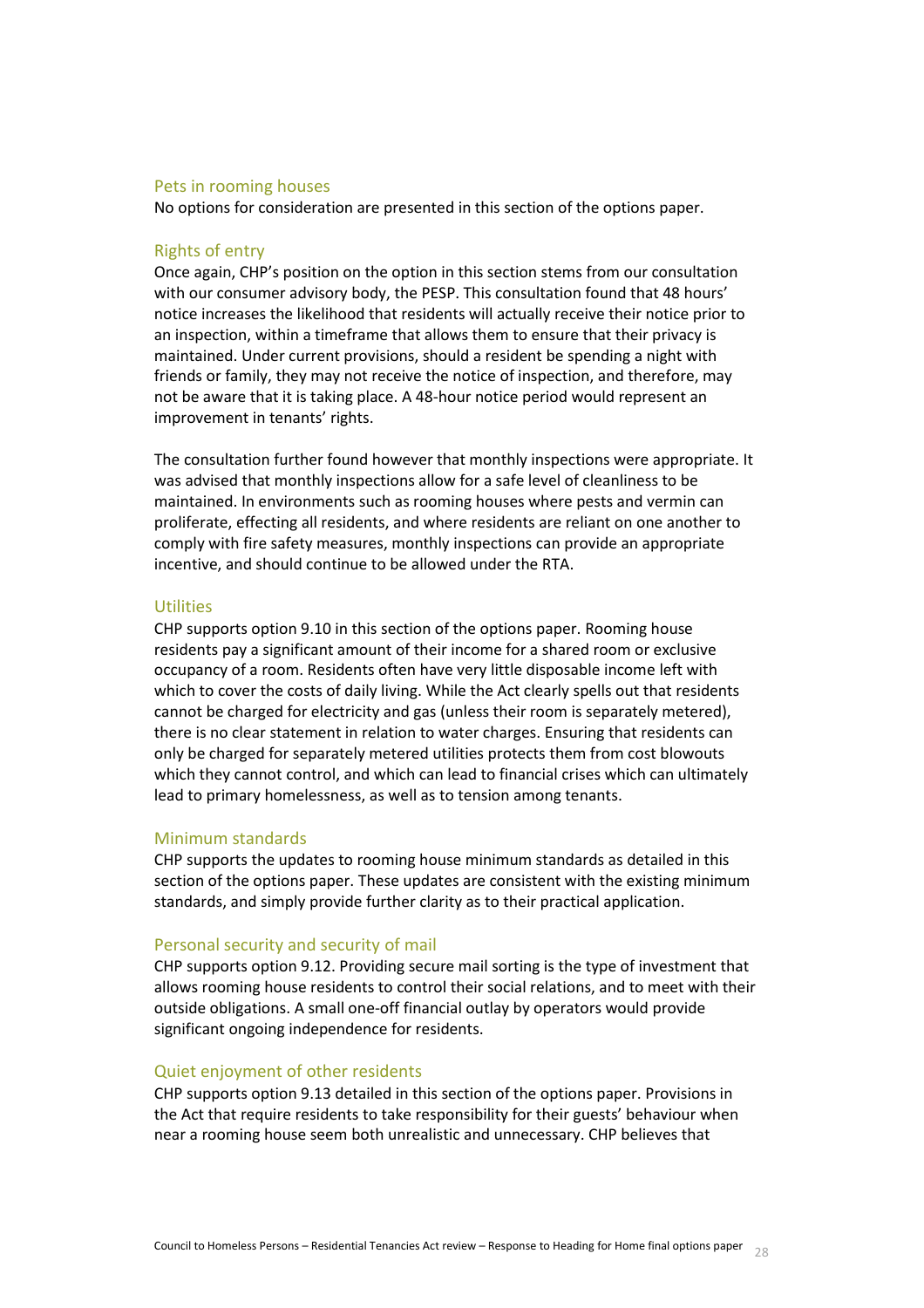### Pets in rooming houses

No options for consideration are presented in this section of the options paper.

### Rights of entry

Once again, CHP's position on the option in this section stems from our consultation with our consumer advisory body, the PESP. This consultation found that 48 hours' notice increases the likelihood that residents will actually receive their notice prior to an inspection, within a timeframe that allows them to ensure that their privacy is maintained. Under current provisions, should a resident be spending a night with friends or family, they may not receive the notice of inspection, and therefore, may not be aware that it is taking place. A 48-hour notice period would represent an improvement in tenants' rights.

The consultation further found however that monthly inspections were appropriate. It was advised that monthly inspections allow for a safe level of cleanliness to be maintained. In environments such as rooming houses where pests and vermin can proliferate, effecting all residents, and where residents are reliant on one another to comply with fire safety measures, monthly inspections can provide an appropriate incentive, and should continue to be allowed under the RTA.

### Utilities

CHP supports option 9.10 in this section of the options paper. Rooming house residents pay a significant amount of their income for a shared room or exclusive occupancy of a room. Residents often have very little disposable income left with which to cover the costs of daily living. While the Act clearly spells out that residents cannot be charged for electricity and gas (unless their room is separately metered), there is no clear statement in relation to water charges. Ensuring that residents can only be charged for separately metered utilities protects them from cost blowouts which they cannot control, and which can lead to financial crises which can ultimately lead to primary homelessness, as well as to tension among tenants.

### Minimum standards

CHP supports the updates to rooming house minimum standards as detailed in this section of the options paper. These updates are consistent with the existing minimum standards, and simply provide further clarity as to their practical application.

### Personal security and security of mail

CHP supports option 9.12. Providing secure mail sorting is the type of investment that allows rooming house residents to control their social relations, and to meet with their outside obligations. A small one-off financial outlay by operators would provide significant ongoing independence for residents.

### Quiet enjoyment of other residents

CHP supports option 9.13 detailed in this section of the options paper. Provisions in the Act that require residents to take responsibility for their guests' behaviour when near a rooming house seem both unrealistic and unnecessary. CHP believes that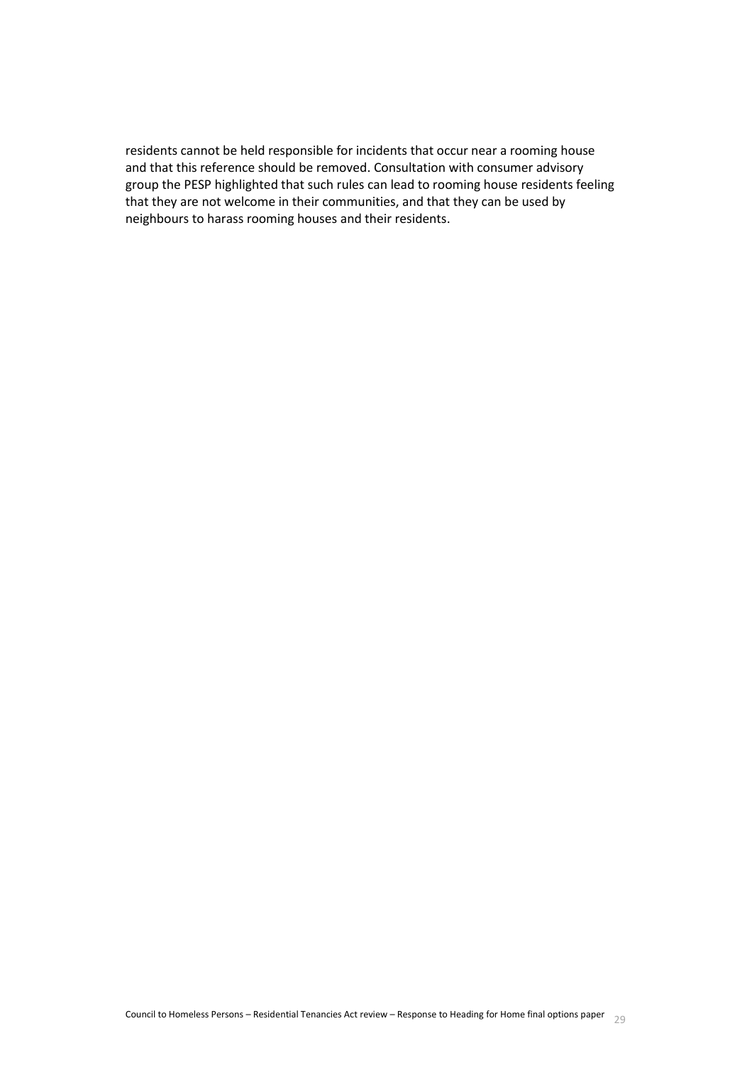residents cannot be held responsible for incidents that occur near a rooming house and that this reference should be removed. Consultation with consumer advisory group the PESP highlighted that such rules can lead to rooming house residents feeling that they are not welcome in their communities, and that they can be used by neighbours to harass rooming houses and their residents.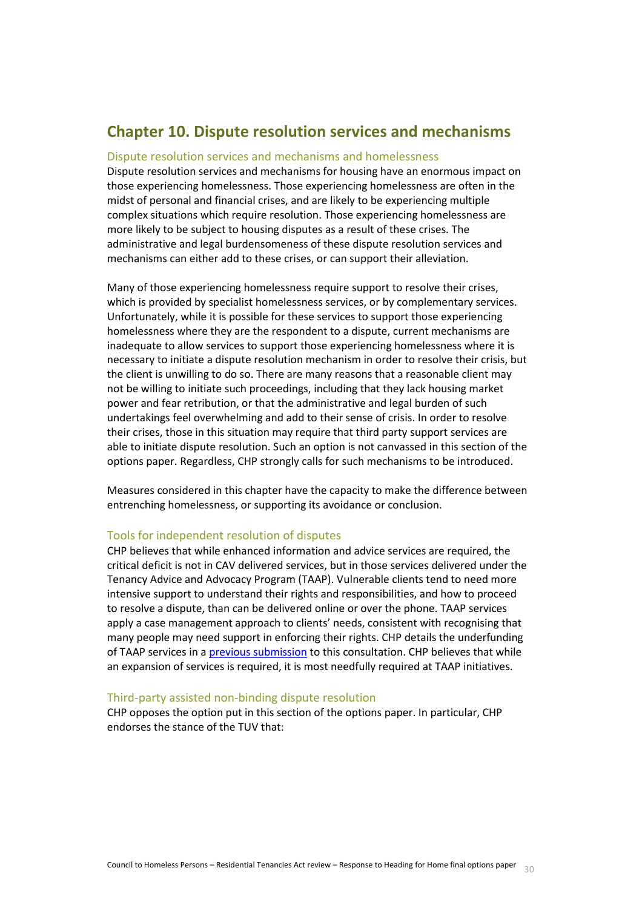## Chapter 10. Dispute resolution services and mechanisms

### Dispute resolution services and mechanisms and homelessness

Dispute resolution services and mechanisms for housing have an enormous impact on those experiencing homelessness. Those experiencing homelessness are often in the midst of personal and financial crises, and are likely to be experiencing multiple complex situations which require resolution. Those experiencing homelessness are more likely to be subject to housing disputes as a result of these crises. The administrative and legal burdensomeness of these dispute resolution services and mechanisms can either add to these crises, or can support their alleviation.

Many of those experiencing homelessness require support to resolve their crises, which is provided by specialist homelessness services, or by complementary services. Unfortunately, while it is possible for these services to support those experiencing homelessness where they are the respondent to a dispute, current mechanisms are inadequate to allow services to support those experiencing homelessness where it is necessary to initiate a dispute resolution mechanism in order to resolve their crisis, but the client is unwilling to do so. There are many reasons that a reasonable client may not be willing to initiate such proceedings, including that they lack housing market power and fear retribution, or that the administrative and legal burden of such undertakings feel overwhelming and add to their sense of crisis. In order to resolve their crises, those in this situation may require that third party support services are able to initiate dispute resolution. Such an option is not canvassed in this section of the options paper. Regardless, CHP strongly calls for such mechanisms to be introduced.

Measures considered in this chapter have the capacity to make the difference between entrenching homelessness, or supporting its avoidance or conclusion.

### Tools for independent resolution of disputes

CHP believes that while enhanced information and advice services are required, the critical deficit is not in CAV delivered services, but in those services delivered under the Tenancy Advice and Advocacy Program (TAAP). Vulnerable clients tend to need more intensive support to understand their rights and responsibilities, and how to proceed to resolve a dispute, than can be delivered online or over the phone. TAAP services apply a case management approach to clients' needs, consistent with recognising that many people may need support in enforcing their rights. CHP details the underfunding of TAAP services in a previous submission to this consultation. CHP believes that while an expansion of services is required, it is most needfully required at TAAP initiatives.

### Third-party assisted non-binding dispute resolution

CHP opposes the option put in this section of the options paper. In particular, CHP endorses the stance of the TUV that: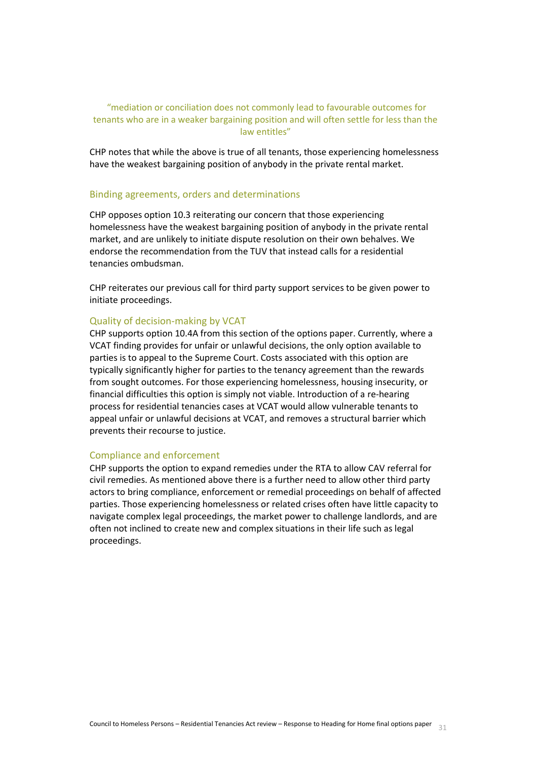> "mediation or conciliation does not commonly lead to favourable outcomes for tenants who are in a weaker bargaining position and will often settle for less than the law entitles"

CHP notes that while the above is true of all tenants, those experiencing homelessness have the weakest bargaining position of anybody in the private rental market.

## Binding agreements, orders and determinations

CHP opposes option 10.3 reiterating our concern that those experiencing homelessness have the weakest bargaining position of anybody in the private rental market, and are unlikely to initiate dispute resolution on their own behalves. We endorse the recommendation from the TUV that instead calls for a residential tenancies ombudsman.

CHP reiterates our previous call for third party support services to be given power to initiate proceedings.

## Quality of decision-making by VCAT

CHP supports option 10.4A from this section of the options paper. Currently, where a VCAT finding provides for unfair or unlawful decisions, the only option available to parties is to appeal to the Supreme Court. Costs associated with this option are typically significantly higher for parties to the tenancy agreement than the rewards from sought outcomes. For those experiencing homelessness, housing insecurity, or financial difficulties this option is simply not viable. Introduction of a re-hearing process for residential tenancies cases at VCAT would allow vulnerable tenants to appeal unfair or unlawful decisions at VCAT, and removes a structural barrier which prevents their recourse to justice.

## Compliance and enforcement

CHP supports the option to expand remedies under the RTA to allow CAV referral for civil remedies. As mentioned above there is a further need to allow other third party actors to bring compliance, enforcement or remedial proceedings on behalf of affected parties. Those experiencing homelessness or related crises often have little capacity to navigate complex legal proceedings, the market power to challenge landlords, and are often not inclined to create new and complex situations in their life such as legal proceedings.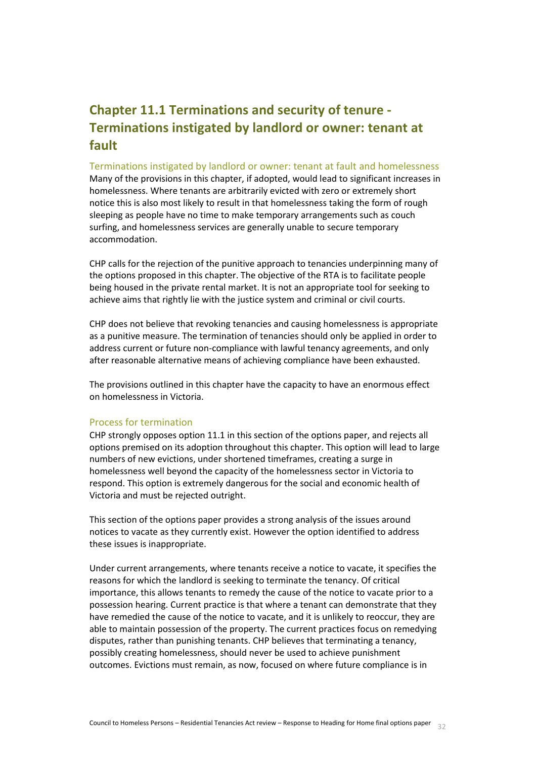# Chapter 11.1 Terminations and security of tenure - Terminations instigated by landlord or owner: tenant at fault

### Terminations instigated by landlord or owner: tenant at fault and homelessness

Many of the provisions in this chapter, if adopted, would lead to significant increases in homelessness. Where tenants are arbitrarily evicted with zero or extremely short notice this is also most likely to result in that homelessness taking the form of rough sleeping as people have no time to make temporary arrangements such as couch surfing, and homelessness services are generally unable to secure temporary accommodation.

CHP calls for the rejection of the punitive approach to tenancies underpinning many of the options proposed in this chapter. The objective of the RTA is to facilitate people being housed in the private rental market. It is not an appropriate tool for seeking to achieve aims that rightly lie with the justice system and criminal or civil courts.

CHP does not believe that revoking tenancies and causing homelessness is appropriate as a punitive measure. The termination of tenancies should only be applied in order to address current or future non-compliance with lawful tenancy agreements, and only after reasonable alternative means of achieving compliance have been exhausted.

The provisions outlined in this chapter have the capacity to have an enormous effect on homelessness in Victoria.

### Process for termination

CHP strongly opposes option 11.1 in this section of the options paper, and rejects all options premised on its adoption throughout this chapter. This option will lead to large numbers of new evictions, under shortened timeframes, creating a surge in homelessness well beyond the capacity of the homelessness sector in Victoria to respond. This option is extremely dangerous for the social and economic health of Victoria and must be rejected outright.

This section of the options paper provides a strong analysis of the issues around notices to vacate as they currently exist. However the option identified to address these issues is inappropriate.

Under current arrangements, where tenants receive a notice to vacate, it specifies the reasons for which the landlord is seeking to terminate the tenancy. Of critical importance, this allows tenants to remedy the cause of the notice to vacate prior to a possession hearing. Current practice is that where a tenant can demonstrate that they have remedied the cause of the notice to vacate, and it is unlikely to reoccur, they are able to maintain possession of the property. The current practices focus on remedying disputes, rather than punishing tenants. CHP believes that terminating a tenancy, possibly creating homelessness, should never be used to achieve punishment outcomes. Evictions must remain, as now, focused on where future compliance is in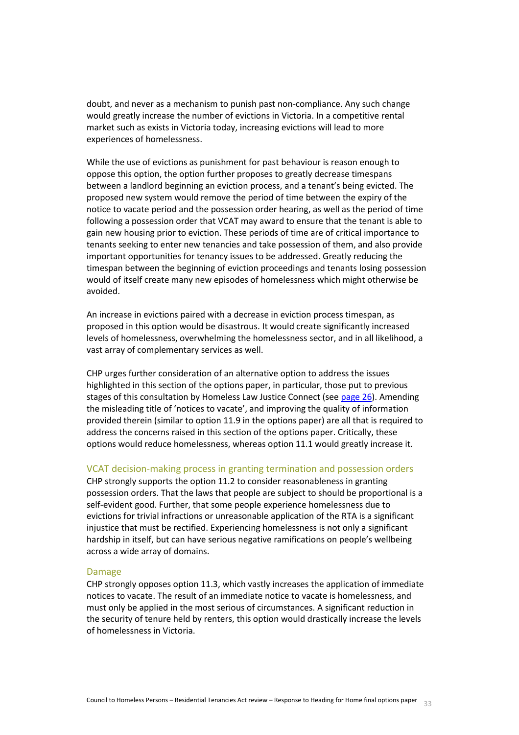doubt, and never as a mechanism to punish past non-compliance. Any such change would greatly increase the number of evictions in Victoria. In a competitive rental market such as exists in Victoria today, increasing evictions will lead to more experiences of homelessness.

While the use of evictions as punishment for past behaviour is reason enough to oppose this option, the option further proposes to greatly decrease timespans between a landlord beginning an eviction process, and a tenant's being evicted. The proposed new system would remove the period of time between the expiry of the notice to vacate period and the possession order hearing, as well as the period of time following a possession order that VCAT may award to ensure that the tenant is able to gain new housing prior to eviction. These periods of time are of critical importance to tenants seeking to enter new tenancies and take possession of them, and also provide important opportunities for tenancy issues to be addressed. Greatly reducing the timespan between the beginning of eviction proceedings and tenants losing possession would of itself create many new episodes of homelessness which might otherwise be avoided.

An increase in evictions paired with a decrease in eviction process timespan, as proposed in this option would be disastrous. It would create significantly increased levels of homelessness, overwhelming the homelessness sector, and in all likelihood, a vast array of complementary services as well.

CHP urges further consideration of an alternative option to address the issues highlighted in this section of the options paper, in particular, those put to previous stages of this consultation by Homeless Law Justice Connect (see page 26). Amending the misleading title of 'notices to vacate', and improving the quality of information provided therein (similar to option 11.9 in the options paper) are all that is required to address the concerns raised in this section of the options paper. Critically, these options would reduce homelessness, whereas option 11.1 would greatly increase it.

### VCAT decision-making process in granting termination and possession orders

CHP strongly supports the option 11.2 to consider reasonableness in granting possession orders. That the laws that people are subject to should be proportional is a self-evident good. Further, that some people experience homelessness due to evictions for trivial infractions or unreasonable application of the RTA is a significant injustice that must be rectified. Experiencing homelessness is not only a significant hardship in itself, but can have serious negative ramifications on people's wellbeing across a wide array of domains.

### Damage

CHP strongly opposes option 11.3, which vastly increases the application of immediate notices to vacate. The result of an immediate notice to vacate is homelessness, and must only be applied in the most serious of circumstances. A significant reduction in the security of tenure held by renters, this option would drastically increase the levels of homelessness in Victoria.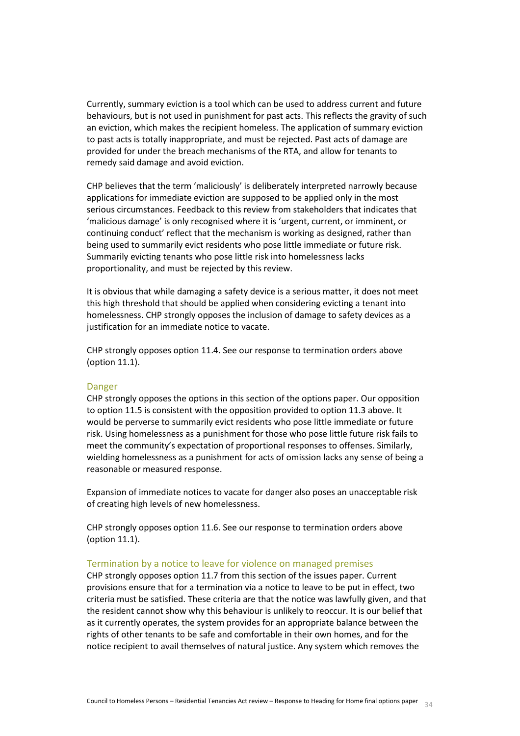Currently, summary eviction is a tool which can be used to address current and future behaviours, but is not used in punishment for past acts. This reflects the gravity of such an eviction, which makes the recipient homeless. The application of summary eviction to past acts is totally inappropriate, and must be rejected. Past acts of damage are provided for under the breach mechanisms of the RTA, and allow for tenants to remedy said damage and avoid eviction.

CHP believes that the term 'maliciously' is deliberately interpreted narrowly because applications for immediate eviction are supposed to be applied only in the most serious circumstances. Feedback to this review from stakeholders that indicates that 'malicious damage' is only recognised where it is 'urgent, current, or imminent, or continuing conduct' reflect that the mechanism is working as designed, rather than being used to summarily evict residents who pose little immediate or future risk. Summarily evicting tenants who pose little risk into homelessness lacks proportionality, and must be rejected by this review.

It is obvious that while damaging a safety device is a serious matter, it does not meet this high threshold that should be applied when considering evicting a tenant into homelessness. CHP strongly opposes the inclusion of damage to safety devices as a justification for an immediate notice to vacate.

CHP strongly opposes option 11.4. See our response to termination orders above (option 11.1).

### Danger

CHP strongly opposes the options in this section of the options paper. Our opposition to option 11.5 is consistent with the opposition provided to option 11.3 above. It would be perverse to summarily evict residents who pose little immediate or future risk. Using homelessness as a punishment for those who pose little future risk fails to meet the community's expectation of proportional responses to offenses. Similarly, wielding homelessness as a punishment for acts of omission lacks any sense of being a reasonable or measured response.

Expansion of immediate notices to vacate for danger also poses an unacceptable risk of creating high levels of new homelessness.

CHP strongly opposes option 11.6. See our response to termination orders above (option 11.1).

### Termination by a notice to leave for violence on managed premises

CHP strongly opposes option 11.7 from this section of the issues paper. Current provisions ensure that for a termination via a notice to leave to be put in effect, two criteria must be satisfied. These criteria are that the notice was lawfully given, and that the resident cannot show why this behaviour is unlikely to reoccur. It is our belief that as it currently operates, the system provides for an appropriate balance between the rights of other tenants to be safe and comfortable in their own homes, and for the notice recipient to avail themselves of natural justice. Any system which removes the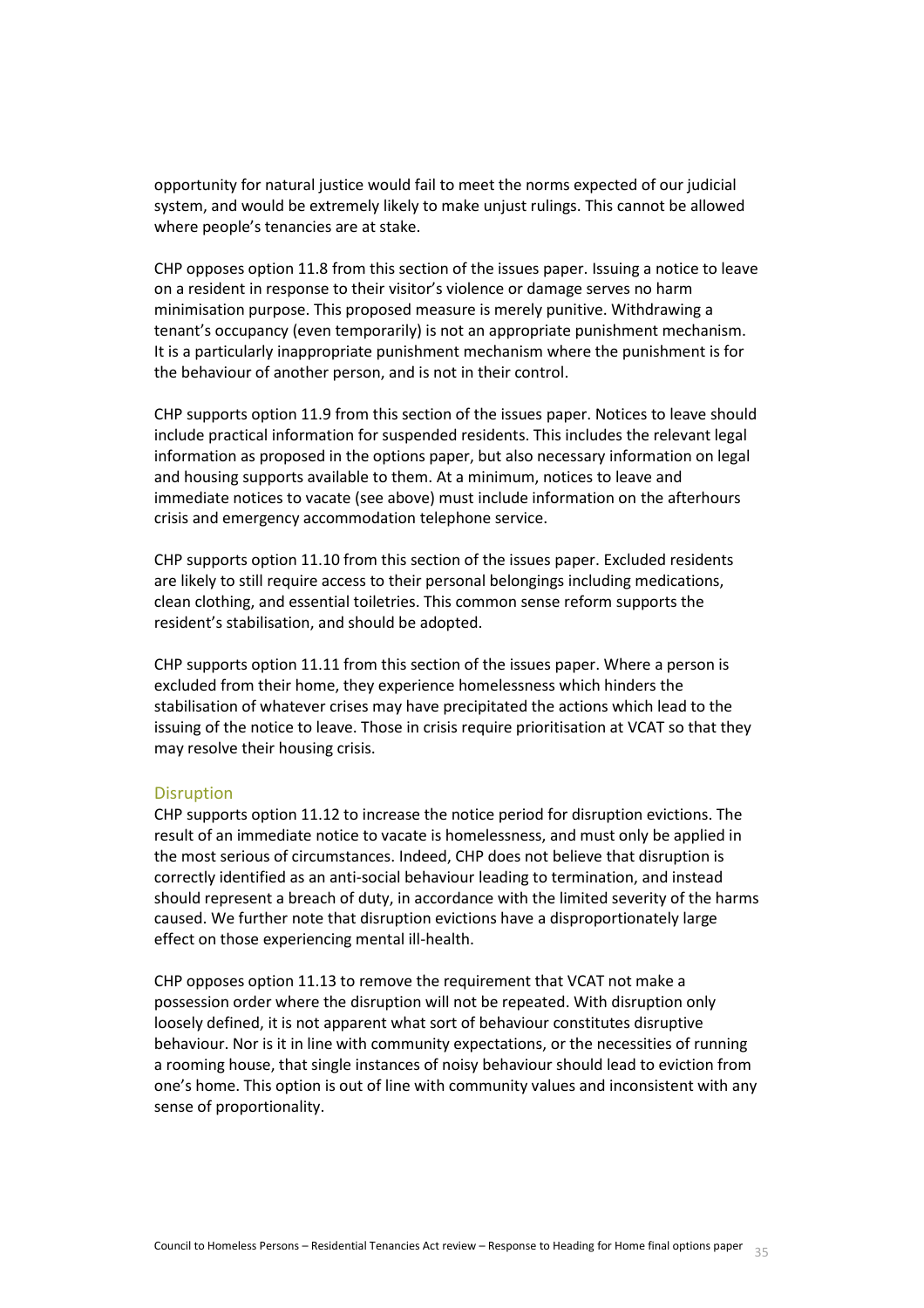opportunity for natural justice would fail to meet the norms expected of our judicial system, and would be extremely likely to make unjust rulings. This cannot be allowed where people's tenancies are at stake.

CHP opposes option 11.8 from this section of the issues paper. Issuing a notice to leave on a resident in response to their visitor's violence or damage serves no harm minimisation purpose. This proposed measure is merely punitive. Withdrawing a tenant's occupancy (even temporarily) is not an appropriate punishment mechanism. It is a particularly inappropriate punishment mechanism where the punishment is for the behaviour of another person, and is not in their control.

CHP supports option 11.9 from this section of the issues paper. Notices to leave should include practical information for suspended residents. This includes the relevant legal information as proposed in the options paper, but also necessary information on legal and housing supports available to them. At a minimum, notices to leave and immediate notices to vacate (see above) must include information on the afterhours crisis and emergency accommodation telephone service.

CHP supports option 11.10 from this section of the issues paper. Excluded residents are likely to still require access to their personal belongings including medications, clean clothing, and essential toiletries. This common sense reform supports the resident's stabilisation, and should be adopted.

CHP supports option 11.11 from this section of the issues paper. Where a person is excluded from their home, they experience homelessness which hinders the stabilisation of whatever crises may have precipitated the actions which lead to the issuing of the notice to leave. Those in crisis require prioritisation at VCAT so that they may resolve their housing crisis.

### Disruption

CHP supports option 11.12 to increase the notice period for disruption evictions. The result of an immediate notice to vacate is homelessness, and must only be applied in the most serious of circumstances. Indeed, CHP does not believe that disruption is correctly identified as an anti-social behaviour leading to termination, and instead should represent a breach of duty, in accordance with the limited severity of the harms caused. We further note that disruption evictions have a disproportionately large effect on those experiencing mental ill-health.

CHP opposes option 11.13 to remove the requirement that VCAT not make a possession order where the disruption will not be repeated. With disruption only loosely defined, it is not apparent what sort of behaviour constitutes disruptive behaviour. Nor is it in line with community expectations, or the necessities of running a rooming house, that single instances of noisy behaviour should lead to eviction from one's home. This option is out of line with community values and inconsistent with any sense of proportionality.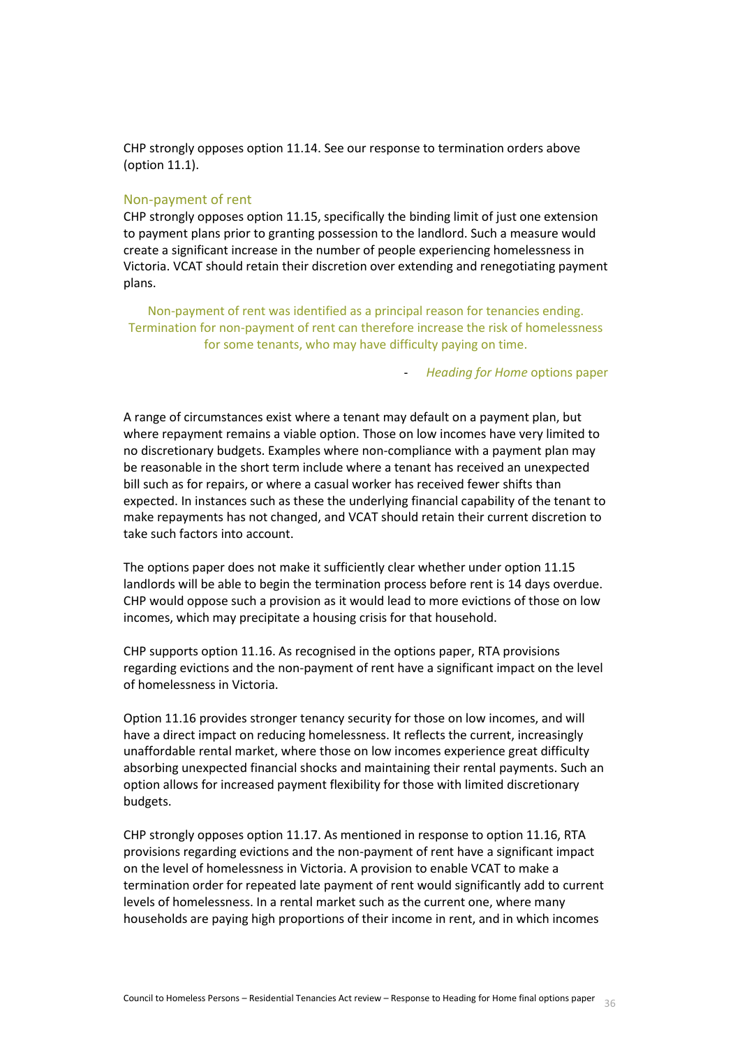CHP strongly opposes option 11.14. See our response to termination orders above (option 11.1).

### Non-payment of rent

CHP strongly opposes option 11.15, specifically the binding limit of just one extension to payment plans prior to granting possession to the landlord. Such a measure would create a significant increase in the number of people experiencing homelessness in Victoria. VCAT should retain their discretion over extending and renegotiating payment plans.

> Non-payment of rent was identified as a principal reason for tenancies ending. Termination for non-payment of rent can therefore increase the risk of homelessness for some tenants, who may have difficulty paying on time.
>
> \- *Heading for Home* options paper

A range of circumstances exist where a tenant may default on a payment plan, but where repayment remains a viable option. Those on low incomes have very limited to no discretionary budgets. Examples where non-compliance with a payment plan may be reasonable in the short term include where a tenant has received an unexpected bill such as for repairs, or where a casual worker has received fewer shifts than expected. In instances such as these the underlying financial capability of the tenant to make repayments has not changed, and VCAT should retain their current discretion to take such factors into account.

The options paper does not make it sufficiently clear whether under option 11.15 landlords will be able to begin the termination process before rent is 14 days overdue. CHP would oppose such a provision as it would lead to more evictions of those on low incomes, which may precipitate a housing crisis for that household.

CHP supports option 11.16. As recognised in the options paper, RTA provisions regarding evictions and the non-payment of rent have a significant impact on the level of homelessness in Victoria.

Option 11.16 provides stronger tenancy security for those on low incomes, and will have a direct impact on reducing homelessness. It reflects the current, increasingly unaffordable rental market, where those on low incomes experience great difficulty absorbing unexpected financial shocks and maintaining their rental payments. Such an option allows for increased payment flexibility for those with limited discretionary budgets.

CHP strongly opposes option 11.17. As mentioned in response to option 11.16, RTA provisions regarding evictions and the non-payment of rent have a significant impact on the level of homelessness in Victoria. A provision to enable VCAT to make a termination order for repeated late payment of rent would significantly add to current levels of homelessness. In a rental market such as the current one, where many households are paying high proportions of their income in rent, and in which incomes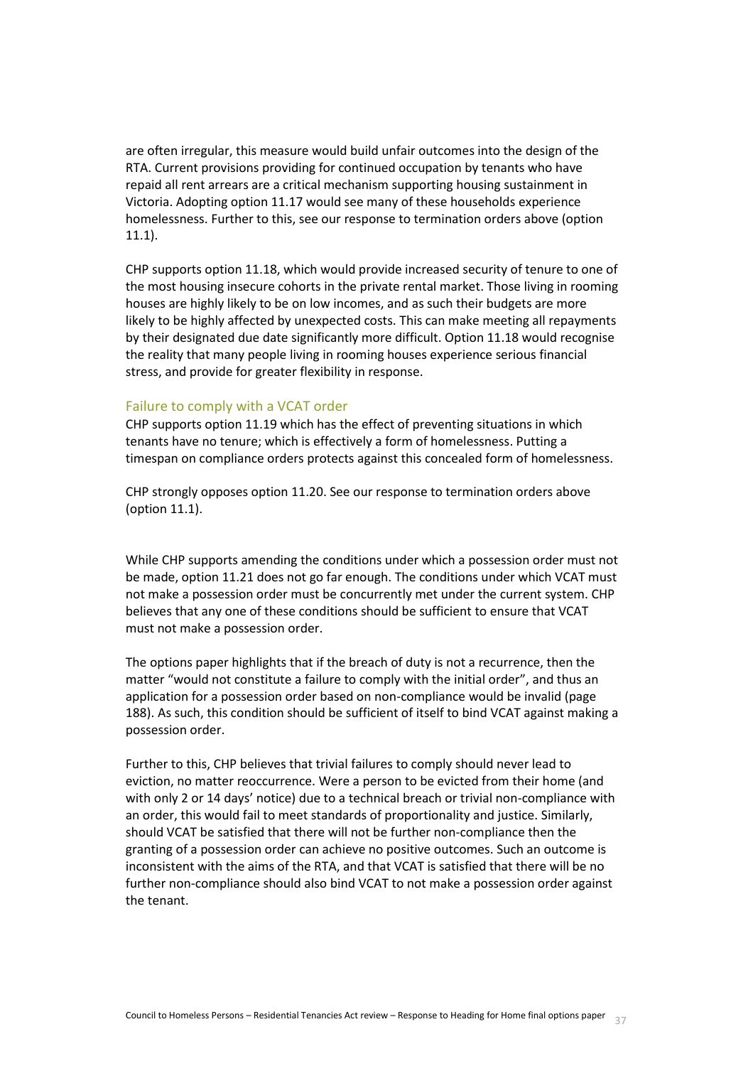are often irregular, this measure would build unfair outcomes into the design of the RTA. Current provisions providing for continued occupation by tenants who have repaid all rent arrears are a critical mechanism supporting housing sustainment in Victoria. Adopting option 11.17 would see many of these households experience homelessness. Further to this, see our response to termination orders above (option 11.1).

CHP supports option 11.18, which would provide increased security of tenure to one of the most housing insecure cohorts in the private rental market. Those living in rooming houses are highly likely to be on low incomes, and as such their budgets are more likely to be highly affected by unexpected costs. This can make meeting all repayments by their designated due date significantly more difficult. Option 11.18 would recognise the reality that many people living in rooming houses experience serious financial stress, and provide for greater flexibility in response.

### Failure to comply with a VCAT order

CHP supports option 11.19 which has the effect of preventing situations in which tenants have no tenure; which is effectively a form of homelessness. Putting a timespan on compliance orders protects against this concealed form of homelessness.

CHP strongly opposes option 11.20. See our response to termination orders above (option 11.1).

While CHP supports amending the conditions under which a possession order must not be made, option 11.21 does not go far enough. The conditions under which VCAT must not make a possession order must be concurrently met under the current system. CHP believes that any one of these conditions should be sufficient to ensure that VCAT must not make a possession order.

The options paper highlights that if the breach of duty is not a recurrence, then the matter "would not constitute a failure to comply with the initial order", and thus an application for a possession order based on non-compliance would be invalid (page 188). As such, this condition should be sufficient of itself to bind VCAT against making a possession order.

Further to this, CHP believes that trivial failures to comply should never lead to eviction, no matter reoccurrence. Were a person to be evicted from their home (and with only 2 or 14 days' notice) due to a technical breach or trivial non-compliance with an order, this would fail to meet standards of proportionality and justice. Similarly, should VCAT be satisfied that there will not be further non-compliance then the granting of a possession order can achieve no positive outcomes. Such an outcome is inconsistent with the aims of the RTA, and that VCAT is satisfied that there will be no further non-compliance should also bind VCAT to not make a possession order against the tenant.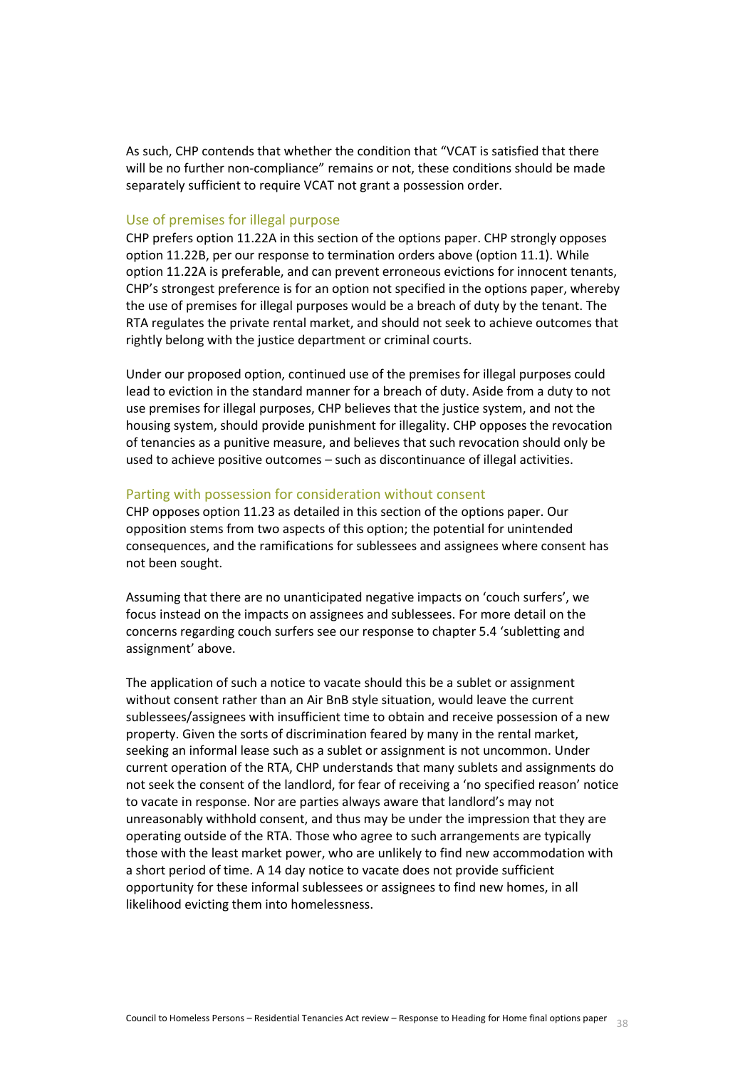As such, CHP contends that whether the condition that "VCAT is satisfied that there will be no further non-compliance" remains or not, these conditions should be made separately sufficient to require VCAT not grant a possession order.

### Use of premises for illegal purpose

CHP prefers option 11.22A in this section of the options paper. CHP strongly opposes option 11.22B, per our response to termination orders above (option 11.1). While option 11.22A is preferable, and can prevent erroneous evictions for innocent tenants, CHP's strongest preference is for an option not specified in the options paper, whereby the use of premises for illegal purposes would be a breach of duty by the tenant. The RTA regulates the private rental market, and should not seek to achieve outcomes that rightly belong with the justice department or criminal courts.

Under our proposed option, continued use of the premises for illegal purposes could lead to eviction in the standard manner for a breach of duty. Aside from a duty to not use premises for illegal purposes, CHP believes that the justice system, and not the housing system, should provide punishment for illegality. CHP opposes the revocation of tenancies as a punitive measure, and believes that such revocation should only be used to achieve positive outcomes – such as discontinuance of illegal activities.

### Parting with possession for consideration without consent

CHP opposes option 11.23 as detailed in this section of the options paper. Our opposition stems from two aspects of this option; the potential for unintended consequences, and the ramifications for sublessees and assignees where consent has not been sought.

Assuming that there are no unanticipated negative impacts on 'couch surfers', we focus instead on the impacts on assignees and sublessees. For more detail on the concerns regarding couch surfers see our response to chapter 5.4 'subletting and assignment' above.

The application of such a notice to vacate should this be a sublet or assignment without consent rather than an Air BnB style situation, would leave the current sublessees/assignees with insufficient time to obtain and receive possession of a new property. Given the sorts of discrimination feared by many in the rental market, seeking an informal lease such as a sublet or assignment is not uncommon. Under current operation of the RTA, CHP understands that many sublets and assignments do not seek the consent of the landlord, for fear of receiving a 'no specified reason' notice to vacate in response. Nor are parties always aware that landlord's may not unreasonably withhold consent, and thus may be under the impression that they are operating outside of the RTA. Those who agree to such arrangements are typically those with the least market power, who are unlikely to find new accommodation with a short period of time. A 14 day notice to vacate does not provide sufficient opportunity for these informal sublessees or assignees to find new homes, in all likelihood evicting them into homelessness.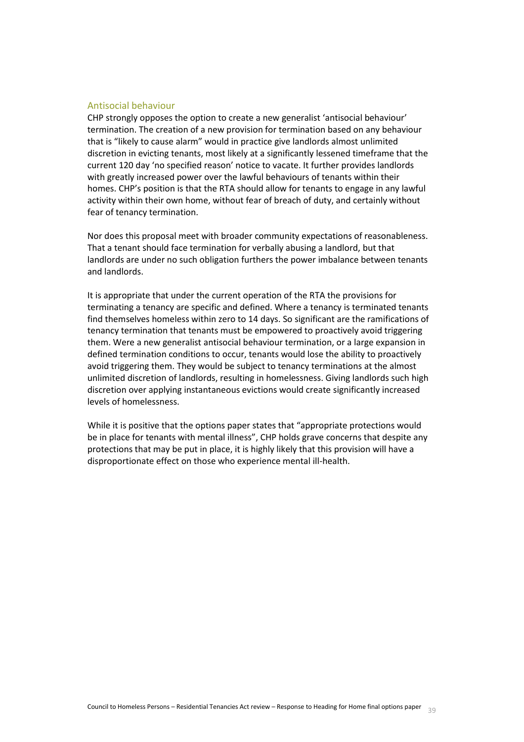## Antisocial behaviour

CHP strongly opposes the option to create a new generalist 'antisocial behaviour' termination. The creation of a new provision for termination based on any behaviour that is "likely to cause alarm" would in practice give landlords almost unlimited discretion in evicting tenants, most likely at a significantly lessened timeframe that the current 120 day 'no specified reason' notice to vacate. It further provides landlords with greatly increased power over the lawful behaviours of tenants within their homes. CHP's position is that the RTA should allow for tenants to engage in any lawful activity within their own home, without fear of breach of duty, and certainly without fear of tenancy termination.

Nor does this proposal meet with broader community expectations of reasonableness. That a tenant should face termination for verbally abusing a landlord, but that landlords are under no such obligation furthers the power imbalance between tenants and landlords.

It is appropriate that under the current operation of the RTA the provisions for terminating a tenancy are specific and defined. Where a tenancy is terminated tenants find themselves homeless within zero to 14 days. So significant are the ramifications of tenancy termination that tenants must be empowered to proactively avoid triggering them. Were a new generalist antisocial behaviour termination, or a large expansion in defined termination conditions to occur, tenants would lose the ability to proactively avoid triggering them. They would be subject to tenancy terminations at the almost unlimited discretion of landlords, resulting in homelessness. Giving landlords such high discretion over applying instantaneous evictions would create significantly increased levels of homelessness.

While it is positive that the options paper states that "appropriate protections would be in place for tenants with mental illness", CHP holds grave concerns that despite any protections that may be put in place, it is highly likely that this provision will have a disproportionate effect on those who experience mental ill-health.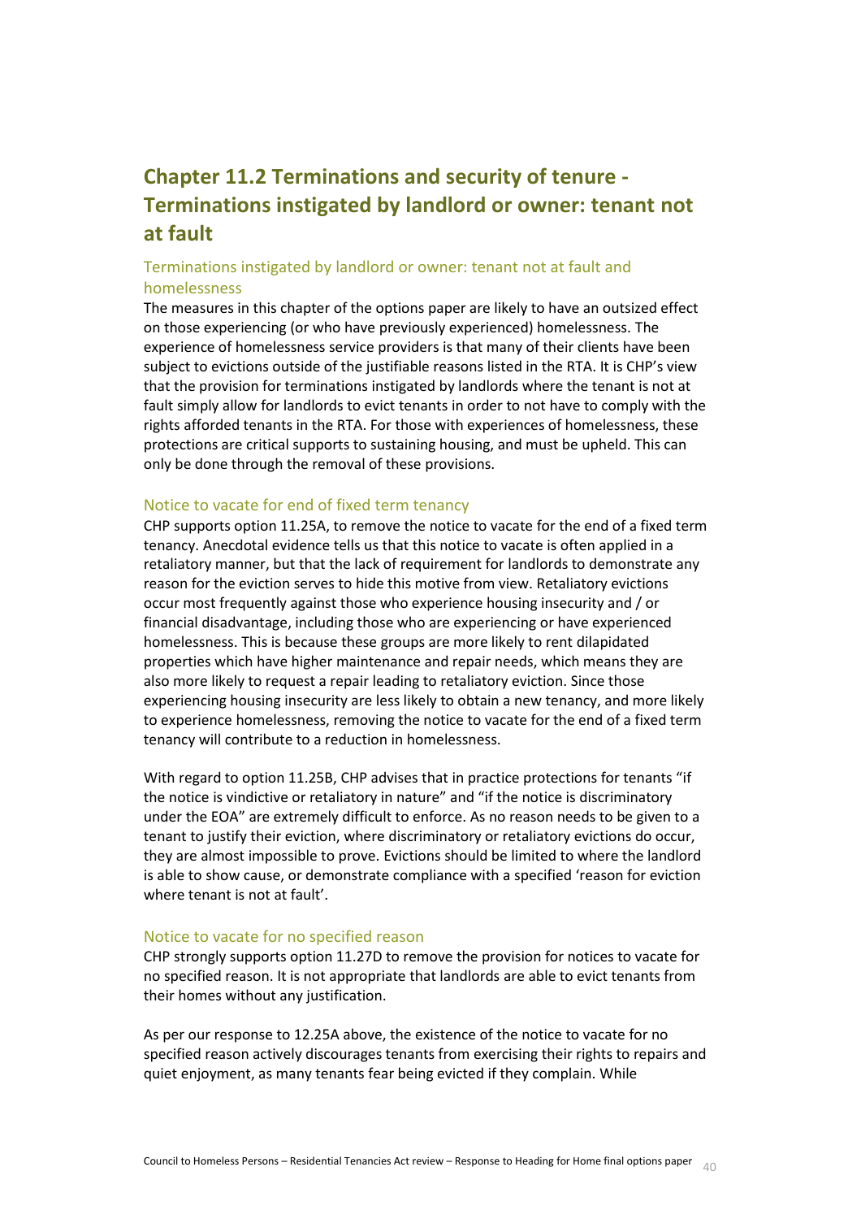# Chapter 11.2 Terminations and security of tenure - Terminations instigated by landlord or owner: tenant not at fault

## Terminations instigated by landlord or owner: tenant not at fault and homelessness

The measures in this chapter of the options paper are likely to have an outsized effect on those experiencing (or who have previously experienced) homelessness. The experience of homelessness service providers is that many of their clients have been subject to evictions outside of the justifiable reasons listed in the RTA. It is CHP's view that the provision for terminations instigated by landlords where the tenant is not at fault simply allow for landlords to evict tenants in order to not have to comply with the rights afforded tenants in the RTA. For those with experiences of homelessness, these protections are critical supports to sustaining housing, and must be upheld. This can only be done through the removal of these provisions.

## Notice to vacate for end of fixed term tenancy

CHP supports option 11.25A, to remove the notice to vacate for the end of a fixed term tenancy. Anecdotal evidence tells us that this notice to vacate is often applied in a retaliatory manner, but that the lack of requirement for landlords to demonstrate any reason for the eviction serves to hide this motive from view. Retaliatory evictions occur most frequently against those who experience housing insecurity and / or financial disadvantage, including those who are experiencing or have experienced homelessness. This is because these groups are more likely to rent dilapidated properties which have higher maintenance and repair needs, which means they are also more likely to request a repair leading to retaliatory eviction. Since those experiencing housing insecurity are less likely to obtain a new tenancy, and more likely to experience homelessness, removing the notice to vacate for the end of a fixed term tenancy will contribute to a reduction in homelessness.

With regard to option 11.25B, CHP advises that in practice protections for tenants "if the notice is vindictive or retaliatory in nature" and "if the notice is discriminatory under the EOA" are extremely difficult to enforce. As no reason needs to be given to a tenant to justify their eviction, where discriminatory or retaliatory evictions do occur, they are almost impossible to prove. Evictions should be limited to where the landlord is able to show cause, or demonstrate compliance with a specified 'reason for eviction where tenant is not at fault'.

## Notice to vacate for no specified reason

CHP strongly supports option 11.27D to remove the provision for notices to vacate for no specified reason. It is not appropriate that landlords are able to evict tenants from their homes without any justification.

As per our response to 12.25A above, the existence of the notice to vacate for no specified reason actively discourages tenants from exercising their rights to repairs and quiet enjoyment, as many tenants fear being evicted if they complain. While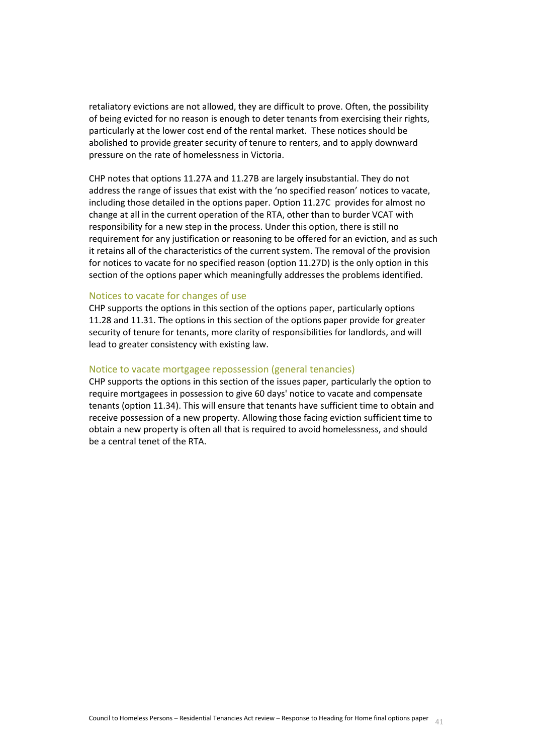retaliatory evictions are not allowed, they are difficult to prove. Often, the possibility of being evicted for no reason is enough to deter tenants from exercising their rights, particularly at the lower cost end of the rental market. These notices should be abolished to provide greater security of tenure to renters, and to apply downward pressure on the rate of homelessness in Victoria.

CHP notes that options 11.27A and 11.27B are largely insubstantial. They do not address the range of issues that exist with the 'no specified reason' notices to vacate, including those detailed in the options paper. Option 11.27C provides for almost no change at all in the current operation of the RTA, other than to burder VCAT with responsibility for a new step in the process. Under this option, there is still no requirement for any justification or reasoning to be offered for an eviction, and as such it retains all of the characteristics of the current system. The removal of the provision for notices to vacate for no specified reason (option 11.27D) is the only option in this section of the options paper which meaningfully addresses the problems identified.

### Notices to vacate for changes of use

CHP supports the options in this section of the options paper, particularly options 11.28 and 11.31. The options in this section of the options paper provide for greater security of tenure for tenants, more clarity of responsibilities for landlords, and will lead to greater consistency with existing law.

### Notice to vacate mortgagee repossession (general tenancies)

CHP supports the options in this section of the issues paper, particularly the option to require mortgagees in possession to give 60 days' notice to vacate and compensate tenants (option 11.34). This will ensure that tenants have sufficient time to obtain and receive possession of a new property. Allowing those facing eviction sufficient time to obtain a new property is often all that is required to avoid homelessness, and should be a central tenet of the RTA.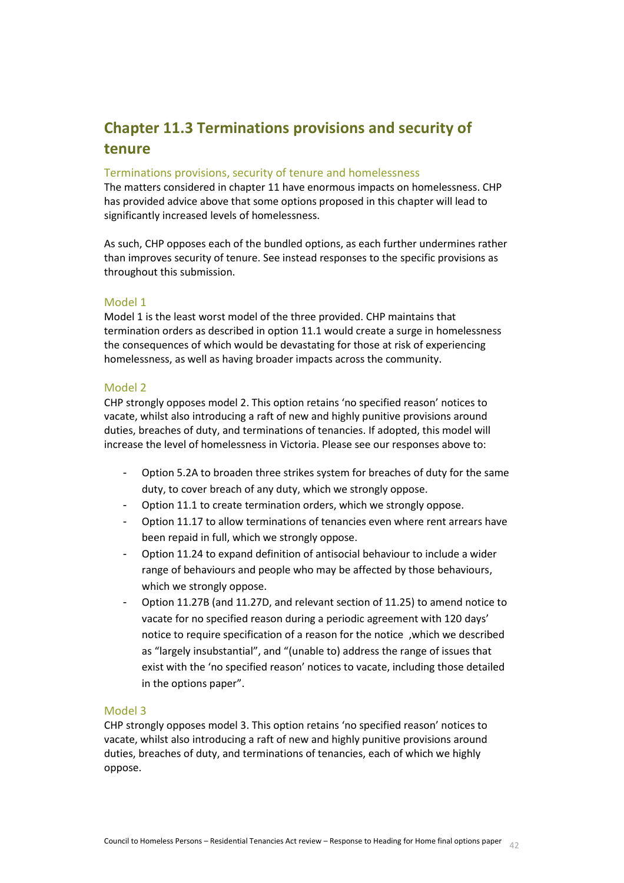## Chapter 11.3 Terminations provisions and security of tenure

### Terminations provisions, security of tenure and homelessness

The matters considered in chapter 11 have enormous impacts on homelessness. CHP has provided advice above that some options proposed in this chapter will lead to significantly increased levels of homelessness.

As such, CHP opposes each of the bundled options, as each further undermines rather than improves security of tenure. See instead responses to the specific provisions as throughout this submission.

### Model 1

Model 1 is the least worst model of the three provided. CHP maintains that termination orders as described in option 11.1 would create a surge in homelessness the consequences of which would be devastating for those at risk of experiencing homelessness, as well as having broader impacts across the community.

### Model 2

CHP strongly opposes model 2. This option retains 'no specified reason' notices to vacate, whilst also introducing a raft of new and highly punitive provisions around duties, breaches of duty, and terminations of tenancies. If adopted, this model will increase the level of homelessness in Victoria. Please see our responses above to:

- Option 5.2A to broaden three strikes system for breaches of duty for the same duty, to cover breach of any duty, which we strongly oppose.
- Option 11.1 to create termination orders, which we strongly oppose.
- Option 11.17 to allow terminations of tenancies even where rent arrears have been repaid in full, which we strongly oppose.
- Option 11.24 to expand definition of antisocial behaviour to include a wider range of behaviours and people who may be affected by those behaviours, which we strongly oppose.
- Option 11.27B (and 11.27D, and relevant section of 11.25) to amend notice to vacate for no specified reason during a periodic agreement with 120 days' notice to require specification of a reason for the notice ,which we described as "largely insubstantial", and "(unable to) address the range of issues that exist with the 'no specified reason' notices to vacate, including those detailed in the options paper".

### Model 3

CHP strongly opposes model 3. This option retains 'no specified reason' notices to vacate, whilst also introducing a raft of new and highly punitive provisions around duties, breaches of duty, and terminations of tenancies, each of which we highly oppose.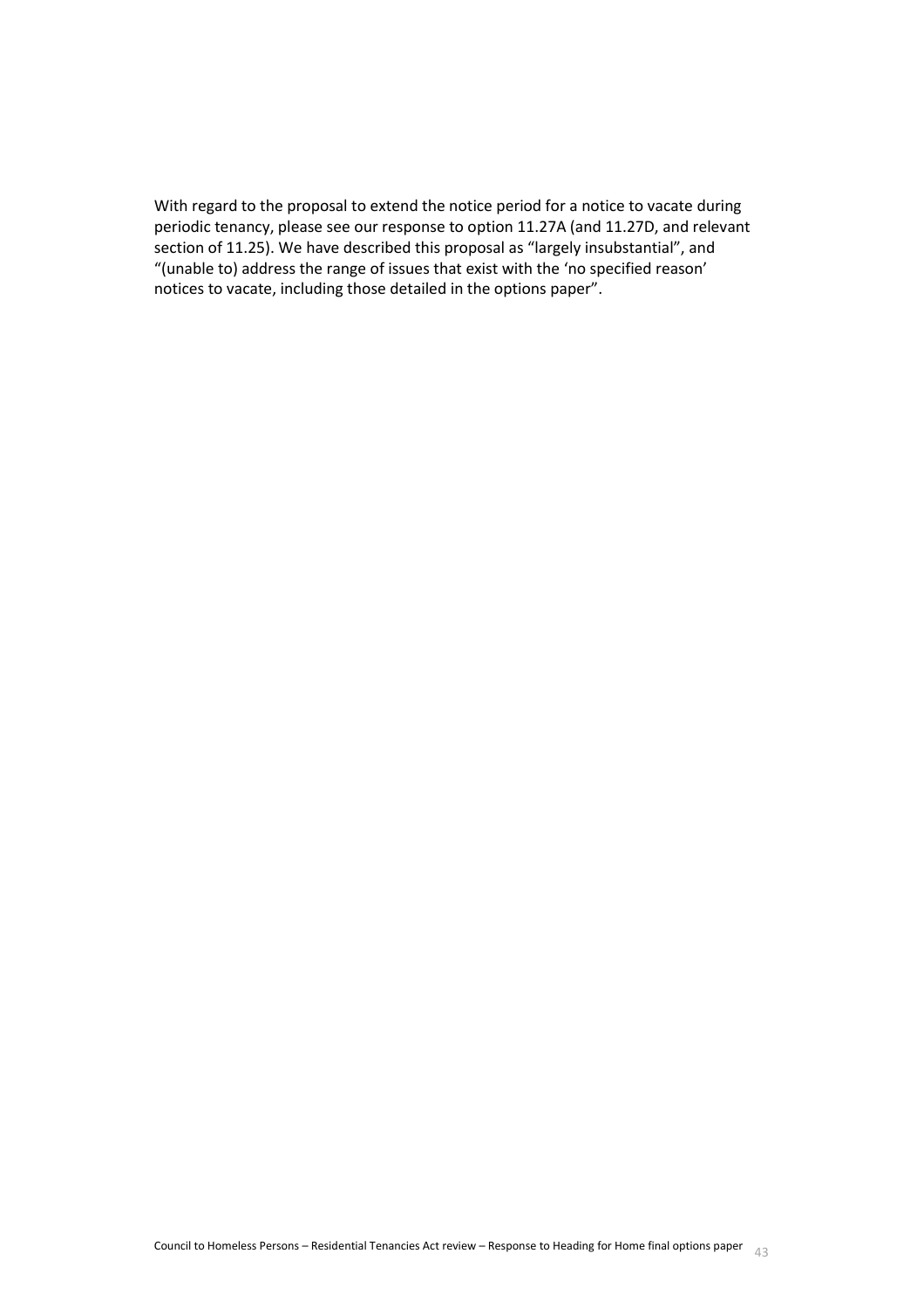With regard to the proposal to extend the notice period for a notice to vacate during periodic tenancy, please see our response to option 11.27A (and 11.27D, and relevant section of 11.25). We have described this proposal as "largely insubstantial", and "(unable to) address the range of issues that exist with the 'no specified reason' notices to vacate, including those detailed in the options paper".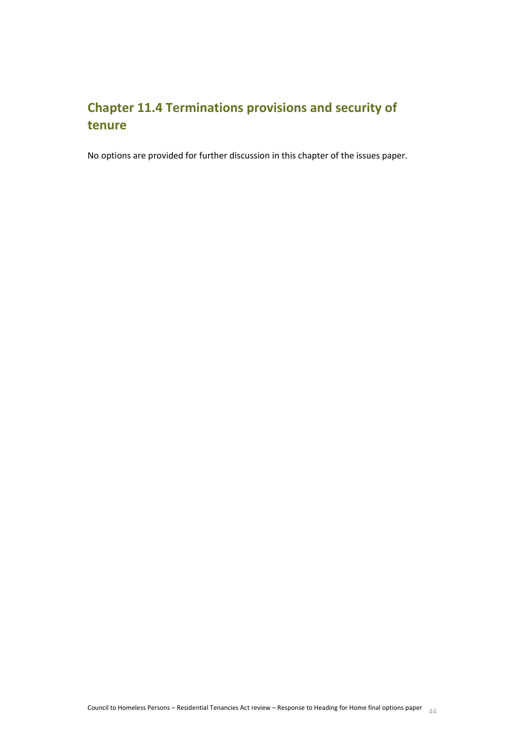## Chapter 11.4 Terminations provisions and security of tenure

No options are provided for further discussion in this chapter of the issues paper.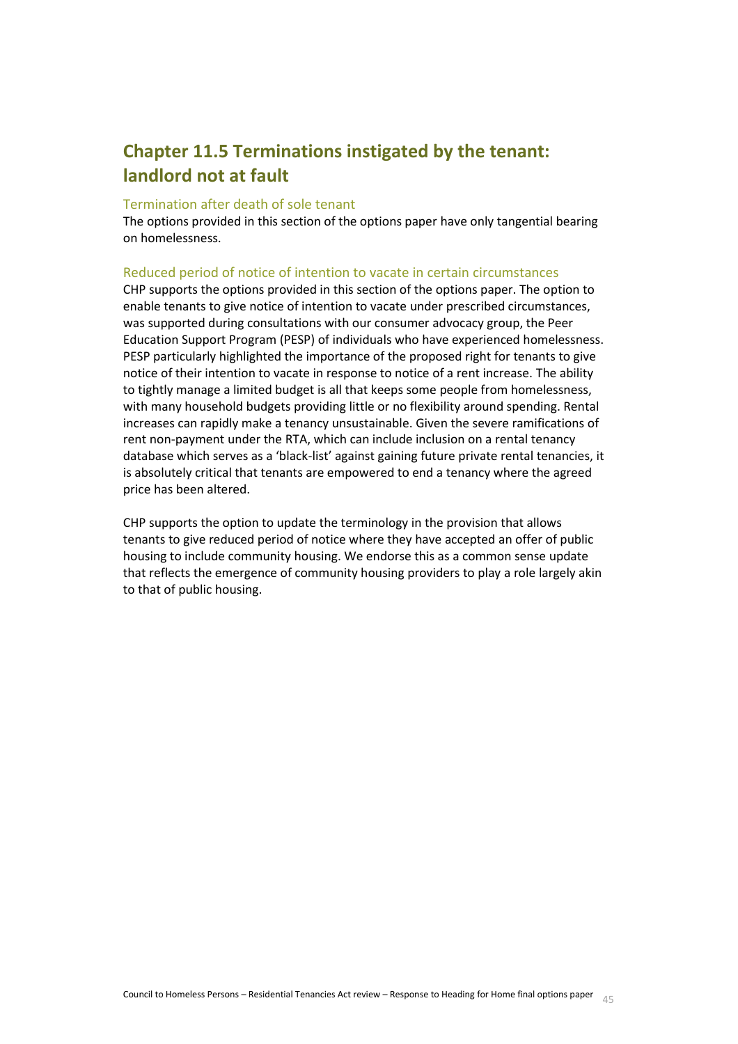## Chapter 11.5 Terminations instigated by the tenant: landlord not at fault

### Termination after death of sole tenant

The options provided in this section of the options paper have only tangential bearing on homelessness.

### Reduced period of notice of intention to vacate in certain circumstances

CHP supports the options provided in this section of the options paper. The option to enable tenants to give notice of intention to vacate under prescribed circumstances, was supported during consultations with our consumer advocacy group, the Peer Education Support Program (PESP) of individuals who have experienced homelessness. PESP particularly highlighted the importance of the proposed right for tenants to give notice of their intention to vacate in response to notice of a rent increase. The ability to tightly manage a limited budget is all that keeps some people from homelessness, with many household budgets providing little or no flexibility around spending. Rental increases can rapidly make a tenancy unsustainable. Given the severe ramifications of rent non-payment under the RTA, which can include inclusion on a rental tenancy database which serves as a 'black-list' against gaining future private rental tenancies, it is absolutely critical that tenants are empowered to end a tenancy where the agreed price has been altered.

CHP supports the option to update the terminology in the provision that allows tenants to give reduced period of notice where they have accepted an offer of public housing to include community housing. We endorse this as a common sense update that reflects the emergence of community housing providers to play a role largely akin to that of public housing.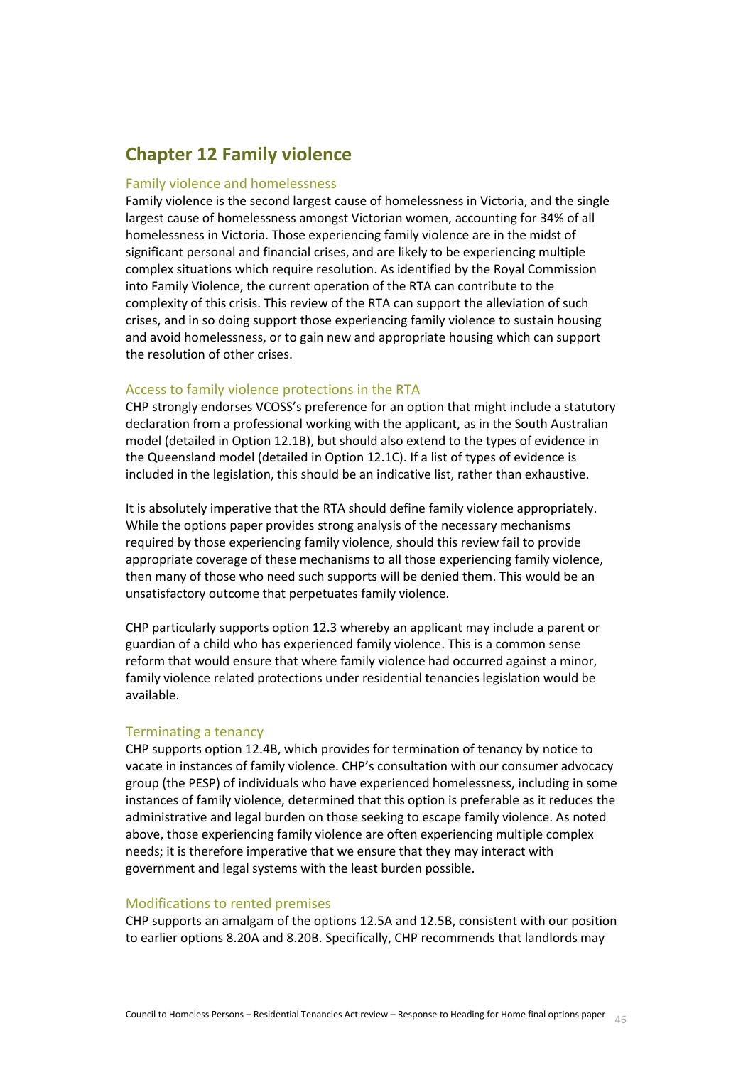# Chapter 12 Family violence

## Family violence and homelessness

Family violence is the second largest cause of homelessness in Victoria, and the single largest cause of homelessness amongst Victorian women, accounting for 34% of all homelessness in Victoria. Those experiencing family violence are in the midst of significant personal and financial crises, and are likely to be experiencing multiple complex situations which require resolution. As identified by the Royal Commission into Family Violence, the current operation of the RTA can contribute to the complexity of this crisis. This review of the RTA can support the alleviation of such crises, and in so doing support those experiencing family violence to sustain housing and avoid homelessness, or to gain new and appropriate housing which can support the resolution of other crises.

## Access to family violence protections in the RTA

CHP strongly endorses VCOSS's preference for an option that might include a statutory declaration from a professional working with the applicant, as in the South Australian model (detailed in Option 12.1B), but should also extend to the types of evidence in the Queensland model (detailed in Option 12.1C). If a list of types of evidence is included in the legislation, this should be an indicative list, rather than exhaustive.

It is absolutely imperative that the RTA should define family violence appropriately. While the options paper provides strong analysis of the necessary mechanisms required by those experiencing family violence, should this review fail to provide appropriate coverage of these mechanisms to all those experiencing family violence, then many of those who need such supports will be denied them. This would be an unsatisfactory outcome that perpetuates family violence.

CHP particularly supports option 12.3 whereby an applicant may include a parent or guardian of a child who has experienced family violence. This is a common sense reform that would ensure that where family violence had occurred against a minor, family violence related protections under residential tenancies legislation would be available.

## Terminating a tenancy

CHP supports option 12.4B, which provides for termination of tenancy by notice to vacate in instances of family violence. CHP's consultation with our consumer advocacy group (the PESP) of individuals who have experienced homelessness, including in some instances of family violence, determined that this option is preferable as it reduces the administrative and legal burden on those seeking to escape family violence. As noted above, those experiencing family violence are often experiencing multiple complex needs; it is therefore imperative that we ensure that they may interact with government and legal systems with the least burden possible.

## Modifications to rented premises

CHP supports an amalgam of the options 12.5A and 12.5B, consistent with our position to earlier options 8.20A and 8.20B. Specifically, CHP recommends that landlords may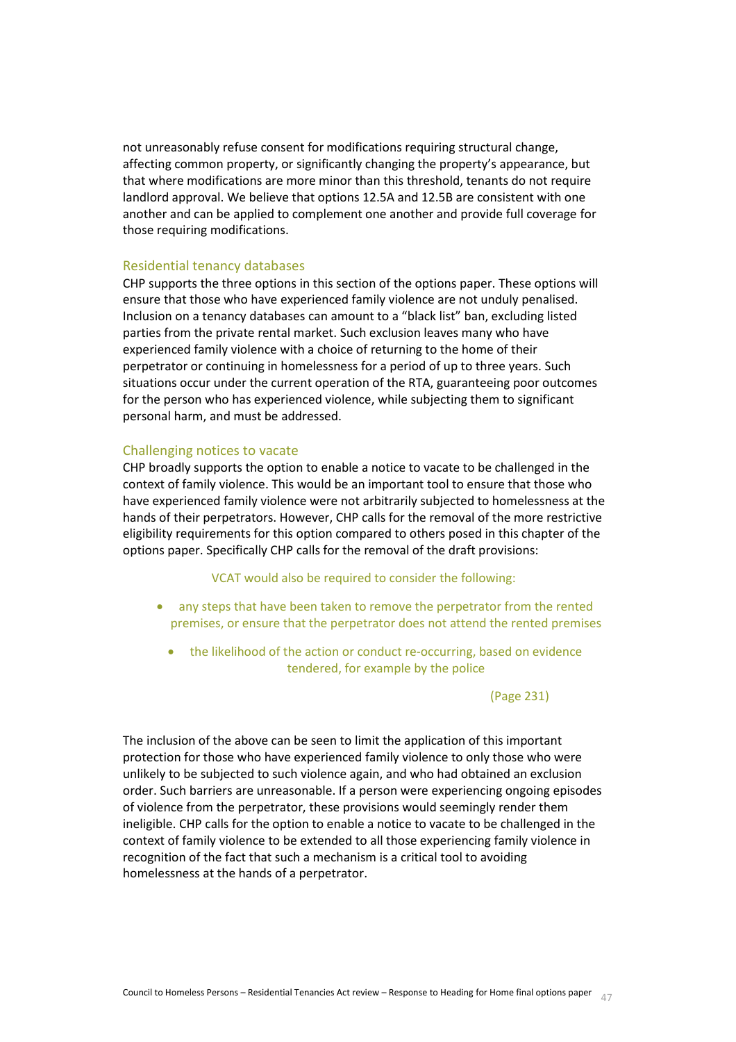not unreasonably refuse consent for modifications requiring structural change, affecting common property, or significantly changing the property's appearance, but that where modifications are more minor than this threshold, tenants do not require landlord approval. We believe that options 12.5A and 12.5B are consistent with one another and can be applied to complement one another and provide full coverage for those requiring modifications.

### Residential tenancy databases

CHP supports the three options in this section of the options paper. These options will ensure that those who have experienced family violence are not unduly penalised. Inclusion on a tenancy databases can amount to a "black list" ban, excluding listed parties from the private rental market. Such exclusion leaves many who have experienced family violence with a choice of returning to the home of their perpetrator or continuing in homelessness for a period of up to three years. Such situations occur under the current operation of the RTA, guaranteeing poor outcomes for the person who has experienced violence, while subjecting them to significant personal harm, and must be addressed.

### Challenging notices to vacate

CHP broadly supports the option to enable a notice to vacate to be challenged in the context of family violence. This would be an important tool to ensure that those who have experienced family violence were not arbitrarily subjected to homelessness at the hands of their perpetrators. However, CHP calls for the removal of the more restrictive eligibility requirements for this option compared to others posed in this chapter of the options paper. Specifically CHP calls for the removal of the draft provisions:

> VCAT would also be required to consider the following:
>
> - any steps that have been taken to remove the perpetrator from the rented premises, or ensure that the perpetrator does not attend the rented premises
> - the likelihood of the action or conduct re-occurring, based on evidence tendered, for example by the police
>
> (Page 231)

The inclusion of the above can be seen to limit the application of this important protection for those who have experienced family violence to only those who were unlikely to be subjected to such violence again, and who had obtained an exclusion order. Such barriers are unreasonable. If a person were experiencing ongoing episodes of violence from the perpetrator, these provisions would seemingly render them ineligible. CHP calls for the option to enable a notice to vacate to be challenged in the context of family violence to be extended to all those experiencing family violence in recognition of the fact that such a mechanism is a critical tool to avoiding homelessness at the hands of a perpetrator.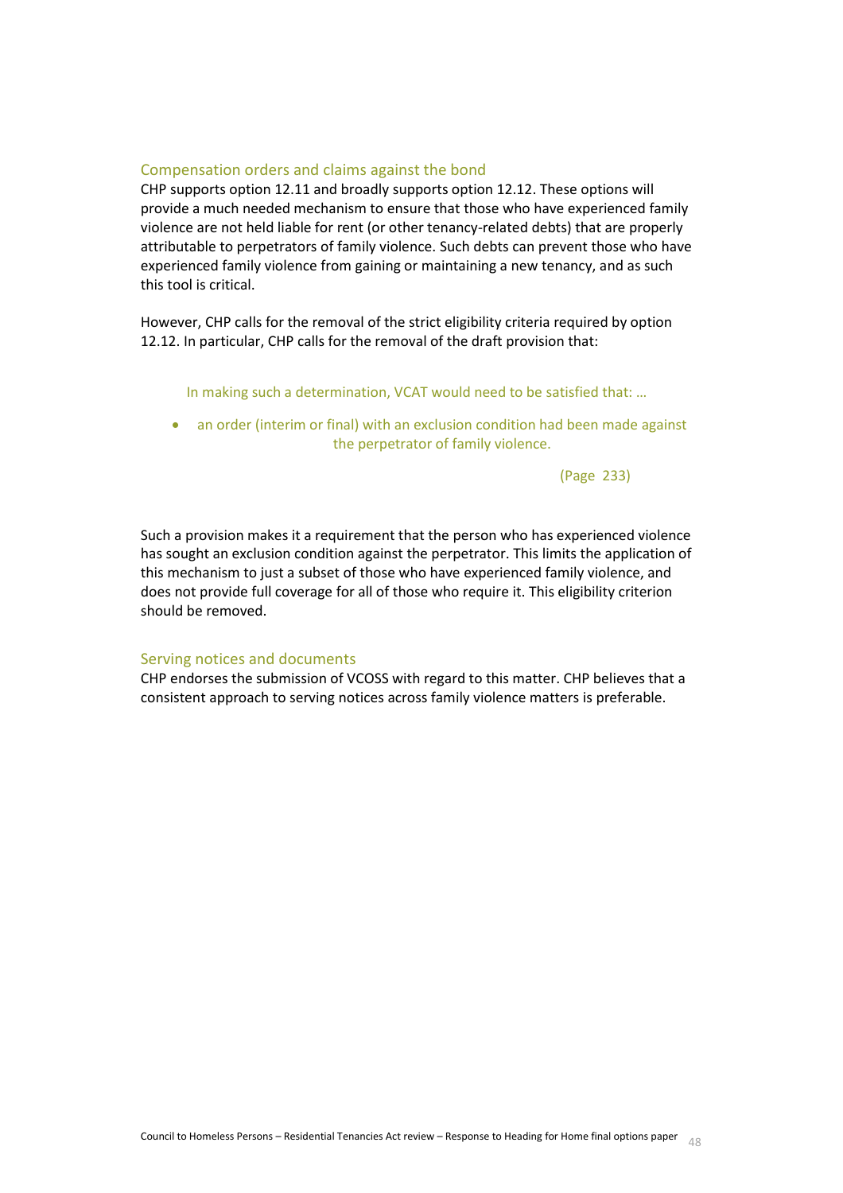### Compensation orders and claims against the bond

CHP supports option 12.11 and broadly supports option 12.12. These options will provide a much needed mechanism to ensure that those who have experienced family violence are not held liable for rent (or other tenancy-related debts) that are properly attributable to perpetrators of family violence. Such debts can prevent those who have experienced family violence from gaining or maintaining a new tenancy, and as such this tool is critical.

However, CHP calls for the removal of the strict eligibility criteria required by option 12.12. In particular, CHP calls for the removal of the draft provision that:

> In making such a determination, VCAT would need to be satisfied that: …
>
> - an order (interim or final) with an exclusion condition had been made against the perpetrator of family violence.
>
> (Page 233)

Such a provision makes it a requirement that the person who has experienced violence has sought an exclusion condition against the perpetrator. This limits the application of this mechanism to just a subset of those who have experienced family violence, and does not provide full coverage for all of those who require it. This eligibility criterion should be removed.

### Serving notices and documents

CHP endorses the submission of VCOSS with regard to this matter. CHP believes that a consistent approach to serving notices across family violence matters is preferable.